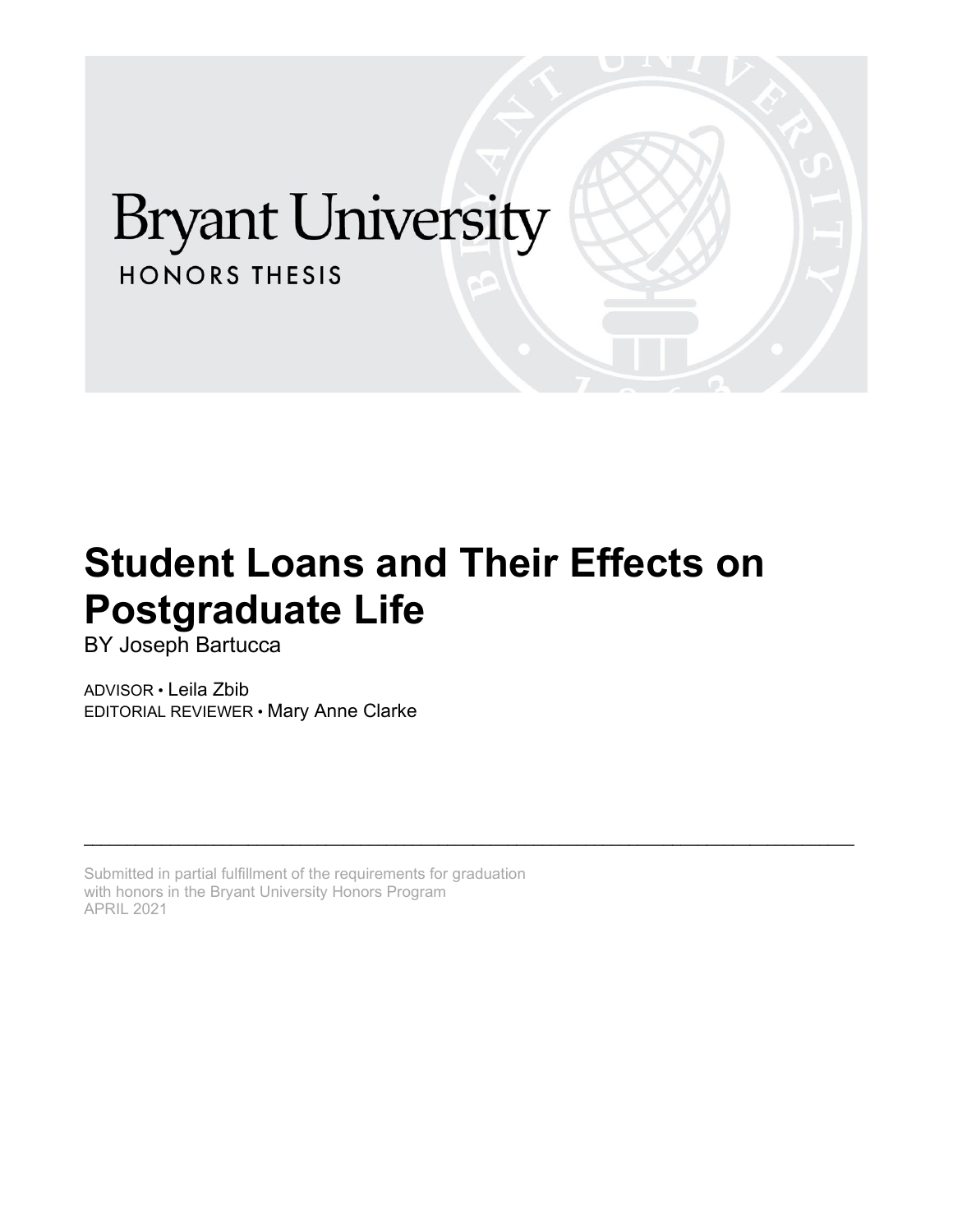Bryant University

HONORS THESIS

# Student Loans and Their Effects on Postgraduate Life

BY Joseph Bartucca

ADVISOR • Leila Zbib

EDITORIAL REVIEWER • Mary Anne Clarke

---

Submitted in partial fulfillment of the requirements for graduation with honors in the Bryant University Honors Program

APRIL 2021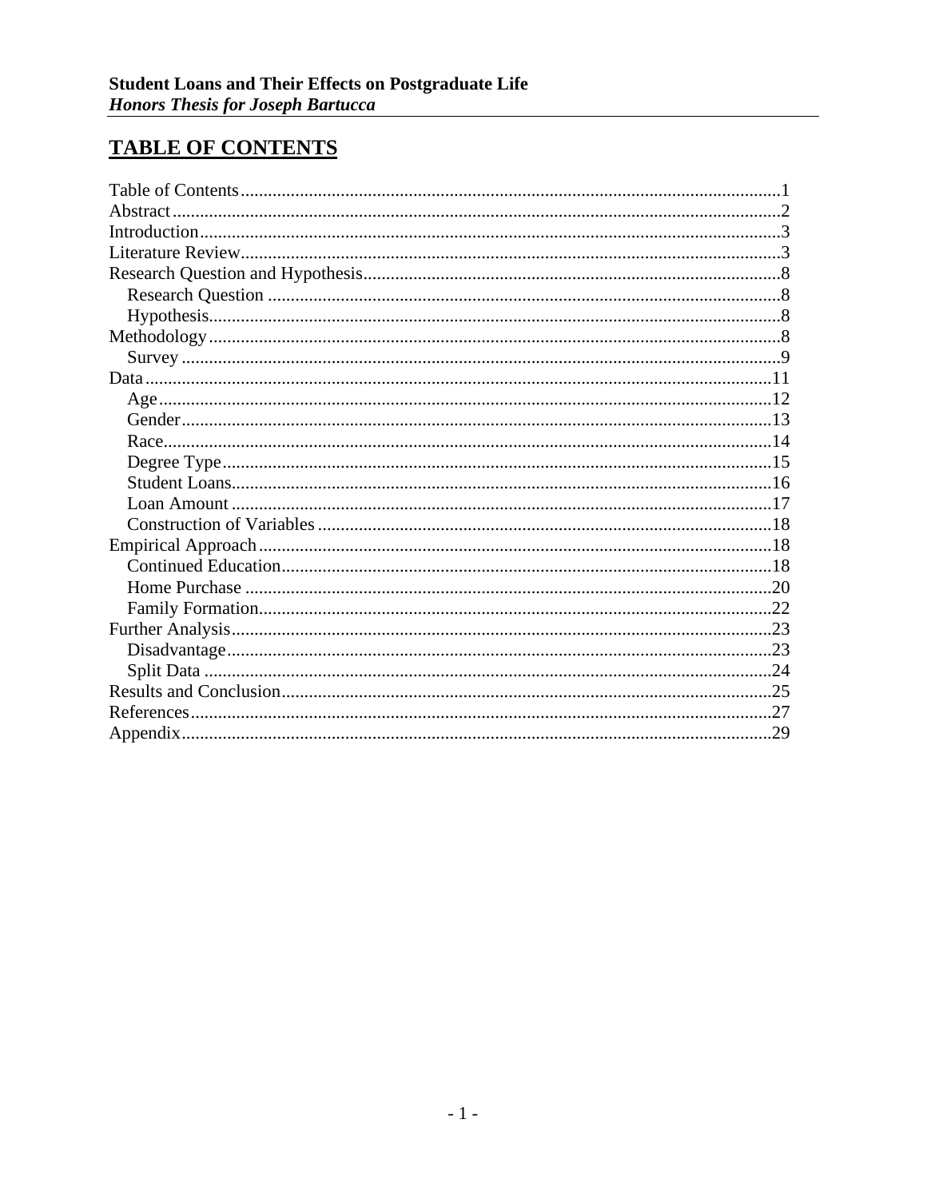**Student Loans and Their Effects on Postgraduate Life**
***Honors Thesis for Joseph Bartucca***

# TABLE OF CONTENTS

Table of Contents....................1
Abstract....................2
Introduction....................3
Literature Review....................3
Research Question and Hypothesis....................8
  Research Question....................8
  Hypothesis....................8
Methodology....................8
  Survey....................9
Data....................11
  Age....................12
  Gender....................13
  Race....................14
  Degree Type....................15
  Student Loans....................16
  Loan Amount....................17
  Construction of Variables....................18
Empirical Approach....................18
  Continued Education....................18
  Home Purchase....................20
  Family Formation....................22
Further Analysis....................23
  Disadvantage....................23
  Split Data....................24
Results and Conclusion....................25
References....................27
Appendix....................29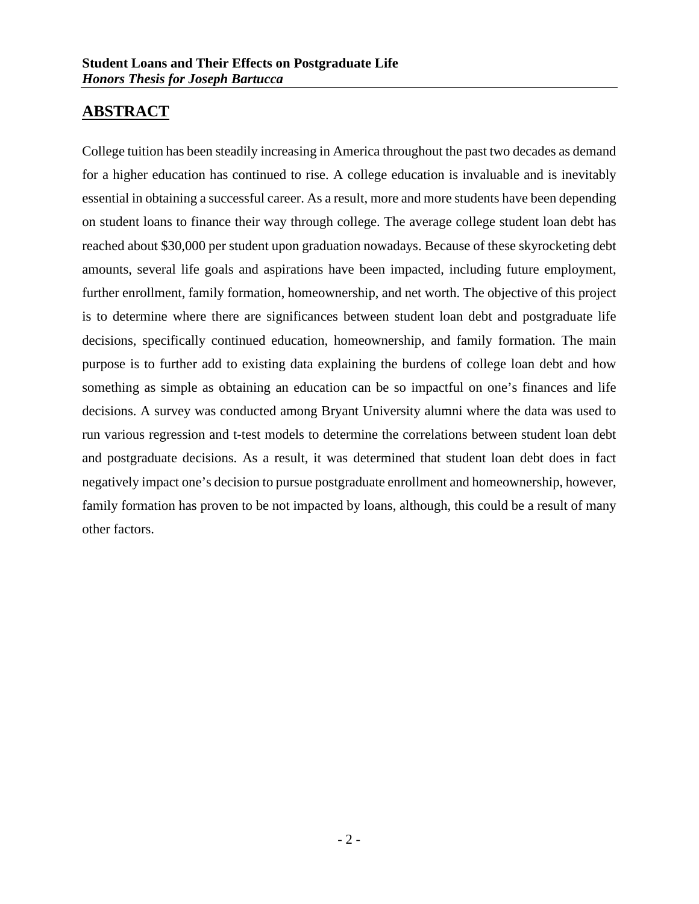## ABSTRACT

College tuition has been steadily increasing in America throughout the past two decades as demand for a higher education has continued to rise. A college education is invaluable and is inevitably essential in obtaining a successful career. As a result, more and more students have been depending on student loans to finance their way through college. The average college student loan debt has reached about $30,000 per student upon graduation nowadays. Because of these skyrocketing debt amounts, several life goals and aspirations have been impacted, including future employment, further enrollment, family formation, homeownership, and net worth. The objective of this project is to determine where there are significances between student loan debt and postgraduate life decisions, specifically continued education, homeownership, and family formation. The main purpose is to further add to existing data explaining the burdens of college loan debt and how something as simple as obtaining an education can be so impactful on one's finances and life decisions. A survey was conducted among Bryant University alumni where the data was used to run various regression and t-test models to determine the correlations between student loan debt and postgraduate decisions. As a result, it was determined that student loan debt does in fact negatively impact one's decision to pursue postgraduate enrollment and homeownership, however, family formation has proven to be not impacted by loans, although, this could be a result of many other factors.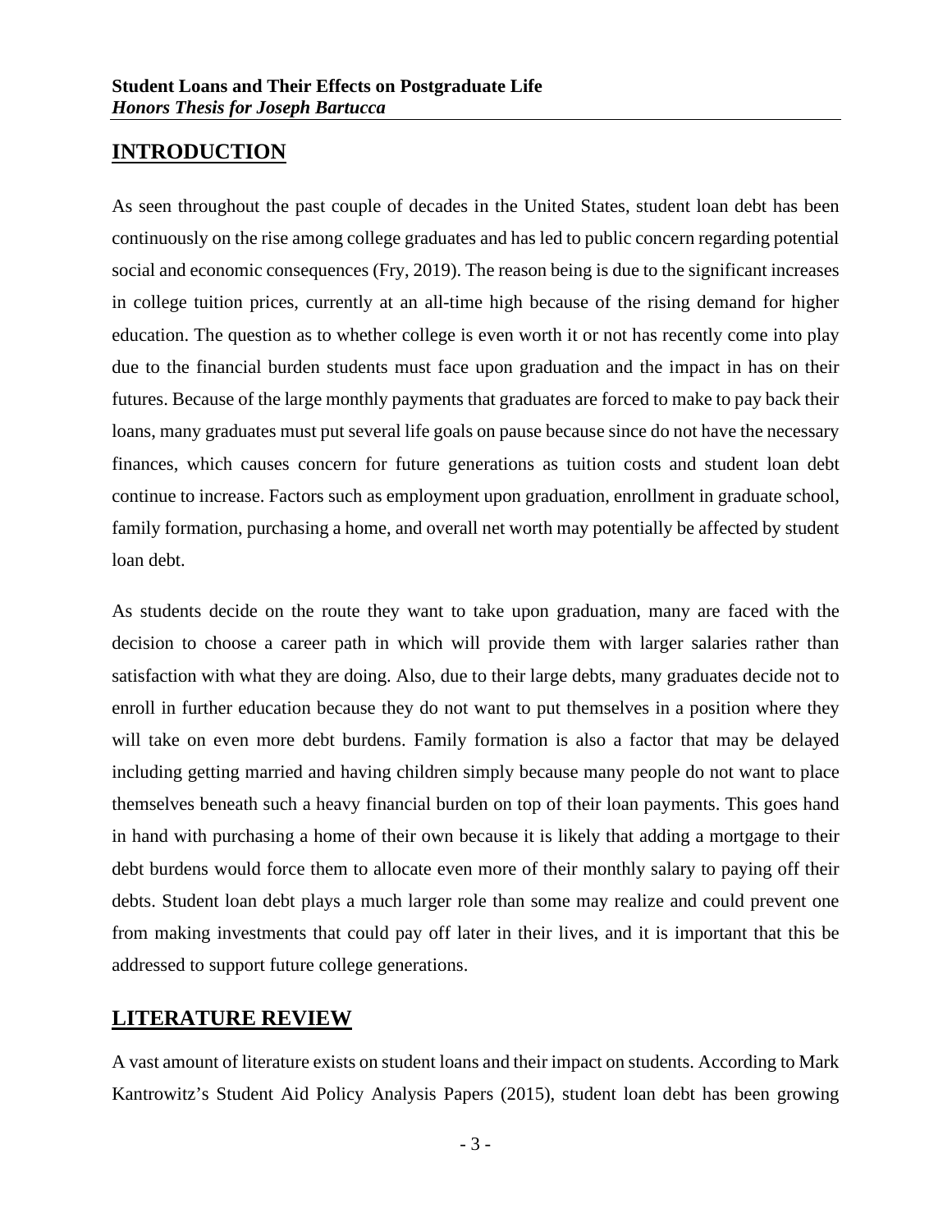## INTRODUCTION

As seen throughout the past couple of decades in the United States, student loan debt has been continuously on the rise among college graduates and has led to public concern regarding potential social and economic consequences (Fry, 2019). The reason being is due to the significant increases in college tuition prices, currently at an all-time high because of the rising demand for higher education. The question as to whether college is even worth it or not has recently come into play due to the financial burden students must face upon graduation and the impact in has on their futures. Because of the large monthly payments that graduates are forced to make to pay back their loans, many graduates must put several life goals on pause because since do not have the necessary finances, which causes concern for future generations as tuition costs and student loan debt continue to increase. Factors such as employment upon graduation, enrollment in graduate school, family formation, purchasing a home, and overall net worth may potentially be affected by student loan debt.

As students decide on the route they want to take upon graduation, many are faced with the decision to choose a career path in which will provide them with larger salaries rather than satisfaction with what they are doing. Also, due to their large debts, many graduates decide not to enroll in further education because they do not want to put themselves in a position where they will take on even more debt burdens. Family formation is also a factor that may be delayed including getting married and having children simply because many people do not want to place themselves beneath such a heavy financial burden on top of their loan payments. This goes hand in hand with purchasing a home of their own because it is likely that adding a mortgage to their debt burdens would force them to allocate even more of their monthly salary to paying off their debts. Student loan debt plays a much larger role than some may realize and could prevent one from making investments that could pay off later in their lives, and it is important that this be addressed to support future college generations.

## LITERATURE REVIEW

A vast amount of literature exists on student loans and their impact on students. According to Mark Kantrowitz's Student Aid Policy Analysis Papers (2015), student loan debt has been growing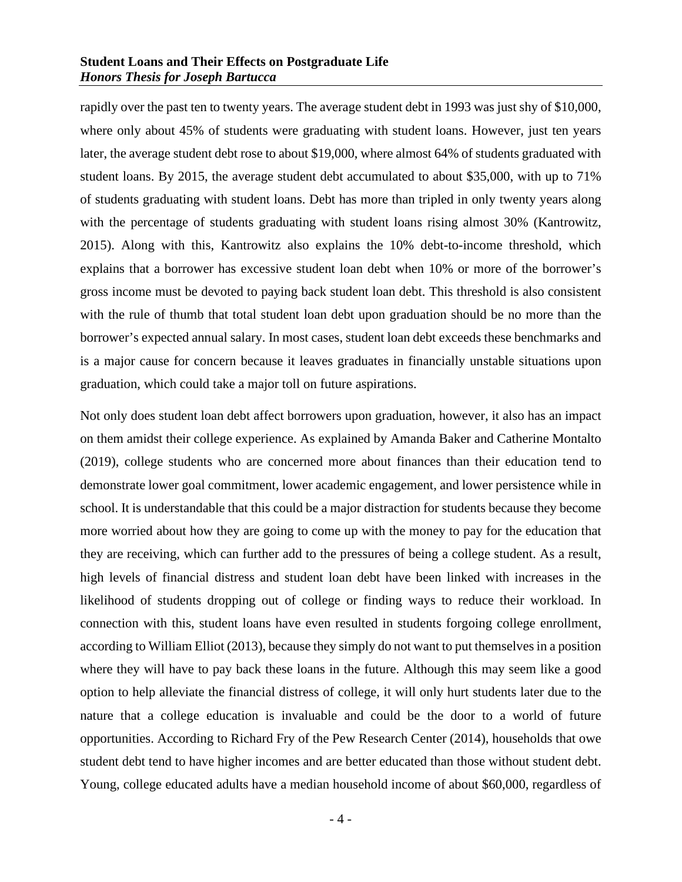rapidly over the past ten to twenty years. The average student debt in 1993 was just shy of $10,000, where only about 45% of students were graduating with student loans. However, just ten years later, the average student debt rose to about $19,000, where almost 64% of students graduated with student loans. By 2015, the average student debt accumulated to about $35,000, with up to 71% of students graduating with student loans. Debt has more than tripled in only twenty years along with the percentage of students graduating with student loans rising almost 30% (Kantrowitz, 2015). Along with this, Kantrowitz also explains the 10% debt-to-income threshold, which explains that a borrower has excessive student loan debt when 10% or more of the borrower's gross income must be devoted to paying back student loan debt. This threshold is also consistent with the rule of thumb that total student loan debt upon graduation should be no more than the borrower's expected annual salary. In most cases, student loan debt exceeds these benchmarks and is a major cause for concern because it leaves graduates in financially unstable situations upon graduation, which could take a major toll on future aspirations.

Not only does student loan debt affect borrowers upon graduation, however, it also has an impact on them amidst their college experience. As explained by Amanda Baker and Catherine Montalto (2019), college students who are concerned more about finances than their education tend to demonstrate lower goal commitment, lower academic engagement, and lower persistence while in school. It is understandable that this could be a major distraction for students because they become more worried about how they are going to come up with the money to pay for the education that they are receiving, which can further add to the pressures of being a college student. As a result, high levels of financial distress and student loan debt have been linked with increases in the likelihood of students dropping out of college or finding ways to reduce their workload. In connection with this, student loans have even resulted in students forgoing college enrollment, according to William Elliot (2013), because they simply do not want to put themselves in a position where they will have to pay back these loans in the future. Although this may seem like a good option to help alleviate the financial distress of college, it will only hurt students later due to the nature that a college education is invaluable and could be the door to a world of future opportunities. According to Richard Fry of the Pew Research Center (2014), households that owe student debt tend to have higher incomes and are better educated than those without student debt. Young, college educated adults have a median household income of about $60,000, regardless of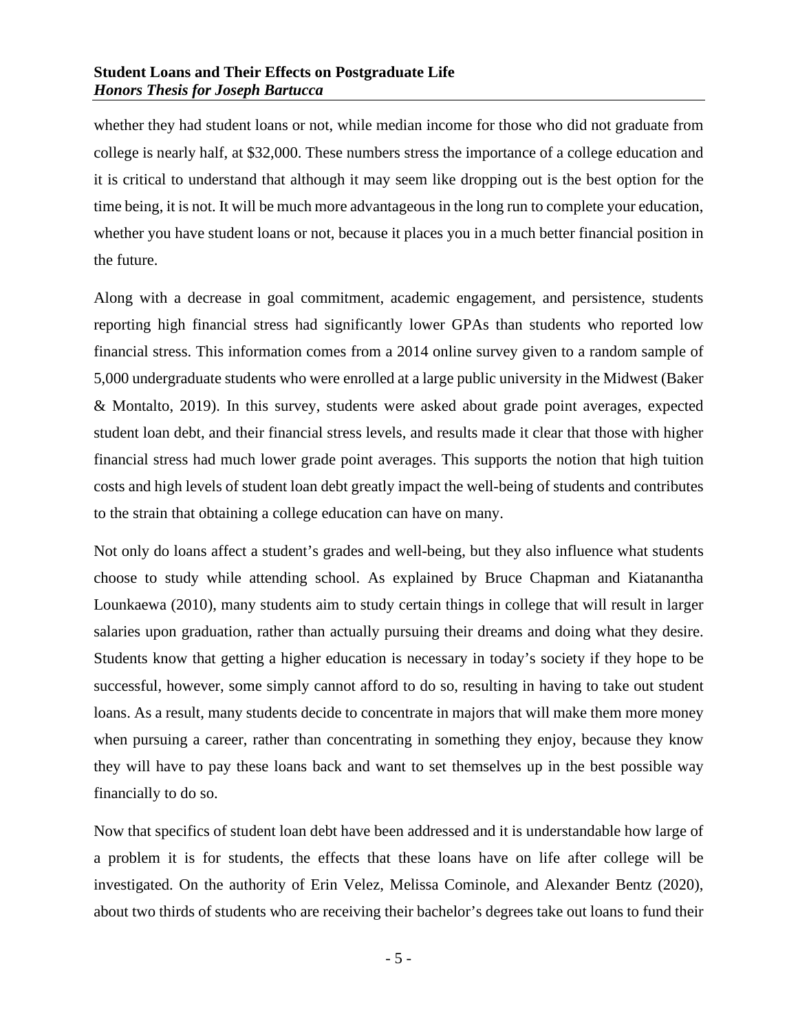whether they had student loans or not, while median income for those who did not graduate from college is nearly half, at $32,000. These numbers stress the importance of a college education and it is critical to understand that although it may seem like dropping out is the best option for the time being, it is not. It will be much more advantageous in the long run to complete your education, whether you have student loans or not, because it places you in a much better financial position in the future.

Along with a decrease in goal commitment, academic engagement, and persistence, students reporting high financial stress had significantly lower GPAs than students who reported low financial stress. This information comes from a 2014 online survey given to a random sample of 5,000 undergraduate students who were enrolled at a large public university in the Midwest (Baker & Montalto, 2019). In this survey, students were asked about grade point averages, expected student loan debt, and their financial stress levels, and results made it clear that those with higher financial stress had much lower grade point averages. This supports the notion that high tuition costs and high levels of student loan debt greatly impact the well-being of students and contributes to the strain that obtaining a college education can have on many.

Not only do loans affect a student's grades and well-being, but they also influence what students choose to study while attending school. As explained by Bruce Chapman and Kiatanantha Lounkaewa (2010), many students aim to study certain things in college that will result in larger salaries upon graduation, rather than actually pursuing their dreams and doing what they desire. Students know that getting a higher education is necessary in today's society if they hope to be successful, however, some simply cannot afford to do so, resulting in having to take out student loans. As a result, many students decide to concentrate in majors that will make them more money when pursuing a career, rather than concentrating in something they enjoy, because they know they will have to pay these loans back and want to set themselves up in the best possible way financially to do so.

Now that specifics of student loan debt have been addressed and it is understandable how large of a problem it is for students, the effects that these loans have on life after college will be investigated. On the authority of Erin Velez, Melissa Cominole, and Alexander Bentz (2020), about two thirds of students who are receiving their bachelor's degrees take out loans to fund their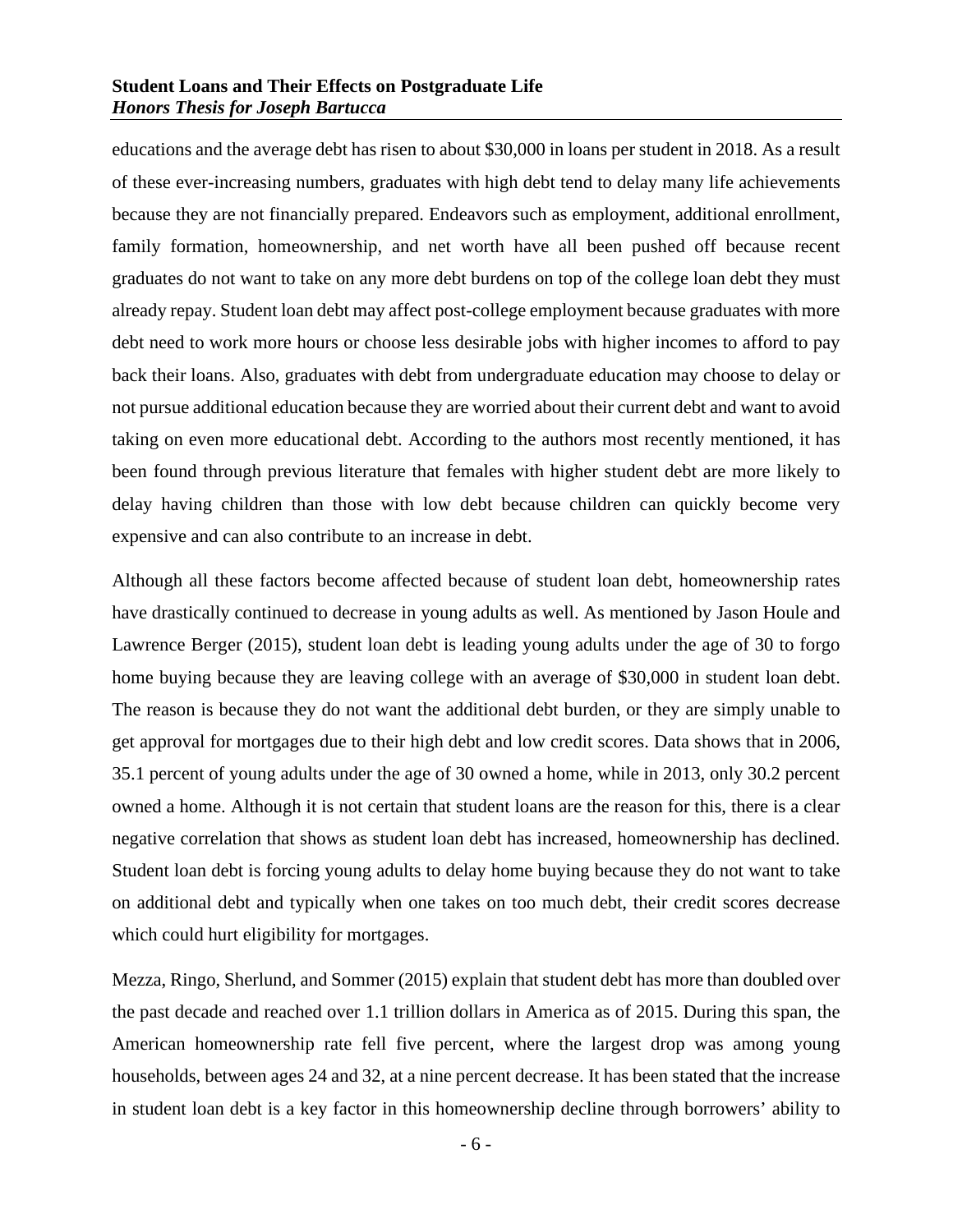educations and the average debt has risen to about $30,000 in loans per student in 2018. As a result of these ever-increasing numbers, graduates with high debt tend to delay many life achievements because they are not financially prepared. Endeavors such as employment, additional enrollment, family formation, homeownership, and net worth have all been pushed off because recent graduates do not want to take on any more debt burdens on top of the college loan debt they must already repay. Student loan debt may affect post-college employment because graduates with more debt need to work more hours or choose less desirable jobs with higher incomes to afford to pay back their loans. Also, graduates with debt from undergraduate education may choose to delay or not pursue additional education because they are worried about their current debt and want to avoid taking on even more educational debt. According to the authors most recently mentioned, it has been found through previous literature that females with higher student debt are more likely to delay having children than those with low debt because children can quickly become very expensive and can also contribute to an increase in debt.

Although all these factors become affected because of student loan debt, homeownership rates have drastically continued to decrease in young adults as well. As mentioned by Jason Houle and Lawrence Berger (2015), student loan debt is leading young adults under the age of 30 to forgo home buying because they are leaving college with an average of $30,000 in student loan debt. The reason is because they do not want the additional debt burden, or they are simply unable to get approval for mortgages due to their high debt and low credit scores. Data shows that in 2006, 35.1 percent of young adults under the age of 30 owned a home, while in 2013, only 30.2 percent owned a home. Although it is not certain that student loans are the reason for this, there is a clear negative correlation that shows as student loan debt has increased, homeownership has declined. Student loan debt is forcing young adults to delay home buying because they do not want to take on additional debt and typically when one takes on too much debt, their credit scores decrease which could hurt eligibility for mortgages.

Mezza, Ringo, Sherlund, and Sommer (2015) explain that student debt has more than doubled over the past decade and reached over 1.1 trillion dollars in America as of 2015. During this span, the American homeownership rate fell five percent, where the largest drop was among young households, between ages 24 and 32, at a nine percent decrease. It has been stated that the increase in student loan debt is a key factor in this homeownership decline through borrowers' ability to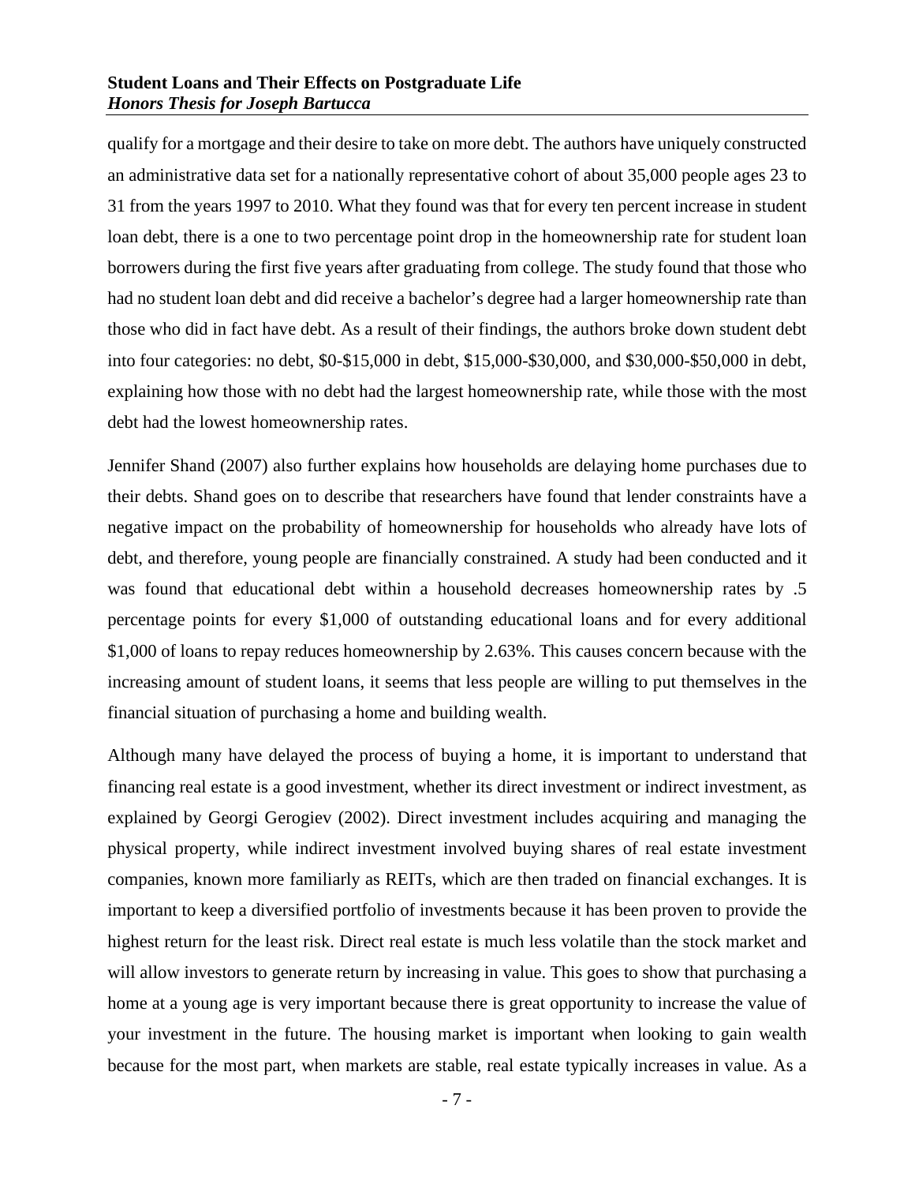qualify for a mortgage and their desire to take on more debt. The authors have uniquely constructed an administrative data set for a nationally representative cohort of about 35,000 people ages 23 to 31 from the years 1997 to 2010. What they found was that for every ten percent increase in student loan debt, there is a one to two percentage point drop in the homeownership rate for student loan borrowers during the first five years after graduating from college. The study found that those who had no student loan debt and did receive a bachelor's degree had a larger homeownership rate than those who did in fact have debt. As a result of their findings, the authors broke down student debt into four categories: no debt, $0-$15,000 in debt, $15,000-$30,000, and $30,000-$50,000 in debt, explaining how those with no debt had the largest homeownership rate, while those with the most debt had the lowest homeownership rates.

Jennifer Shand (2007) also further explains how households are delaying home purchases due to their debts. Shand goes on to describe that researchers have found that lender constraints have a negative impact on the probability of homeownership for households who already have lots of debt, and therefore, young people are financially constrained. A study had been conducted and it was found that educational debt within a household decreases homeownership rates by .5 percentage points for every $1,000 of outstanding educational loans and for every additional $1,000 of loans to repay reduces homeownership by 2.63%. This causes concern because with the increasing amount of student loans, it seems that less people are willing to put themselves in the financial situation of purchasing a home and building wealth.

Although many have delayed the process of buying a home, it is important to understand that financing real estate is a good investment, whether its direct investment or indirect investment, as explained by Georgi Gerogiev (2002). Direct investment includes acquiring and managing the physical property, while indirect investment involved buying shares of real estate investment companies, known more familiarly as REITs, which are then traded on financial exchanges. It is important to keep a diversified portfolio of investments because it has been proven to provide the highest return for the least risk. Direct real estate is much less volatile than the stock market and will allow investors to generate return by increasing in value. This goes to show that purchasing a home at a young age is very important because there is great opportunity to increase the value of your investment in the future. The housing market is important when looking to gain wealth because for the most part, when markets are stable, real estate typically increases in value. As a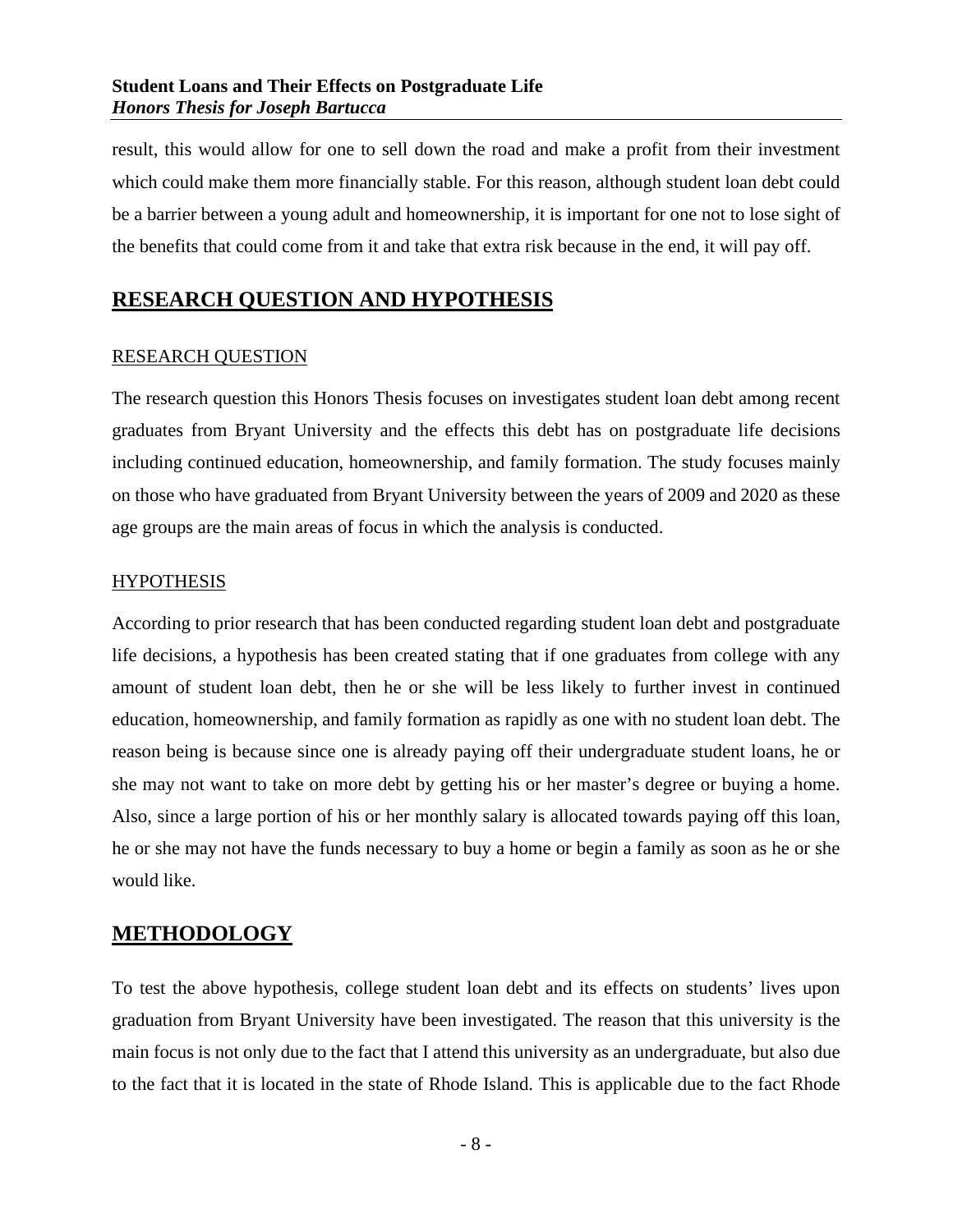result, this would allow for one to sell down the road and make a profit from their investment which could make them more financially stable. For this reason, although student loan debt could be a barrier between a young adult and homeownership, it is important for one not to lose sight of the benefits that could come from it and take that extra risk because in the end, it will pay off.

## RESEARCH QUESTION AND HYPOTHESIS

### RESEARCH QUESTION

The research question this Honors Thesis focuses on investigates student loan debt among recent graduates from Bryant University and the effects this debt has on postgraduate life decisions including continued education, homeownership, and family formation. The study focuses mainly on those who have graduated from Bryant University between the years of 2009 and 2020 as these age groups are the main areas of focus in which the analysis is conducted.

### HYPOTHESIS

According to prior research that has been conducted regarding student loan debt and postgraduate life decisions, a hypothesis has been created stating that if one graduates from college with any amount of student loan debt, then he or she will be less likely to further invest in continued education, homeownership, and family formation as rapidly as one with no student loan debt. The reason being is because since one is already paying off their undergraduate student loans, he or she may not want to take on more debt by getting his or her master's degree or buying a home. Also, since a large portion of his or her monthly salary is allocated towards paying off this loan, he or she may not have the funds necessary to buy a home or begin a family as soon as he or she would like.

## METHODOLOGY

To test the above hypothesis, college student loan debt and its effects on students' lives upon graduation from Bryant University have been investigated. The reason that this university is the main focus is not only due to the fact that I attend this university as an undergraduate, but also due to the fact that it is located in the state of Rhode Island. This is applicable due to the fact Rhode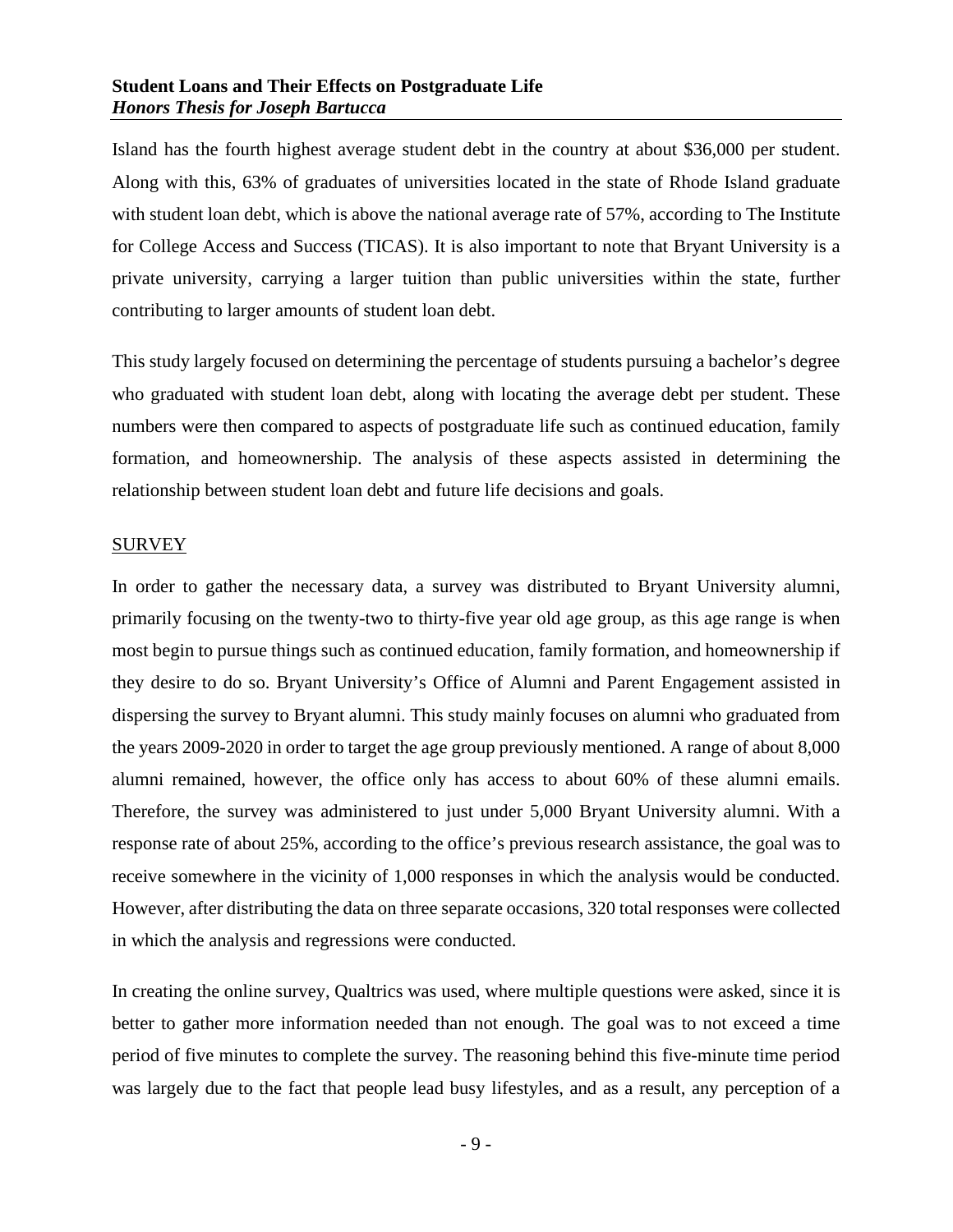Island has the fourth highest average student debt in the country at about $36,000 per student. Along with this, 63% of graduates of universities located in the state of Rhode Island graduate with student loan debt, which is above the national average rate of 57%, according to The Institute for College Access and Success (TICAS). It is also important to note that Bryant University is a private university, carrying a larger tuition than public universities within the state, further contributing to larger amounts of student loan debt.

This study largely focused on determining the percentage of students pursuing a bachelor's degree who graduated with student loan debt, along with locating the average debt per student. These numbers were then compared to aspects of postgraduate life such as continued education, family formation, and homeownership. The analysis of these aspects assisted in determining the relationship between student loan debt and future life decisions and goals.

## SURVEY

In order to gather the necessary data, a survey was distributed to Bryant University alumni, primarily focusing on the twenty-two to thirty-five year old age group, as this age range is when most begin to pursue things such as continued education, family formation, and homeownership if they desire to do so. Bryant University's Office of Alumni and Parent Engagement assisted in dispersing the survey to Bryant alumni. This study mainly focuses on alumni who graduated from the years 2009-2020 in order to target the age group previously mentioned. A range of about 8,000 alumni remained, however, the office only has access to about 60% of these alumni emails. Therefore, the survey was administered to just under 5,000 Bryant University alumni. With a response rate of about 25%, according to the office's previous research assistance, the goal was to receive somewhere in the vicinity of 1,000 responses in which the analysis would be conducted. However, after distributing the data on three separate occasions, 320 total responses were collected in which the analysis and regressions were conducted.

In creating the online survey, Qualtrics was used, where multiple questions were asked, since it is better to gather more information needed than not enough. The goal was to not exceed a time period of five minutes to complete the survey. The reasoning behind this five-minute time period was largely due to the fact that people lead busy lifestyles, and as a result, any perception of a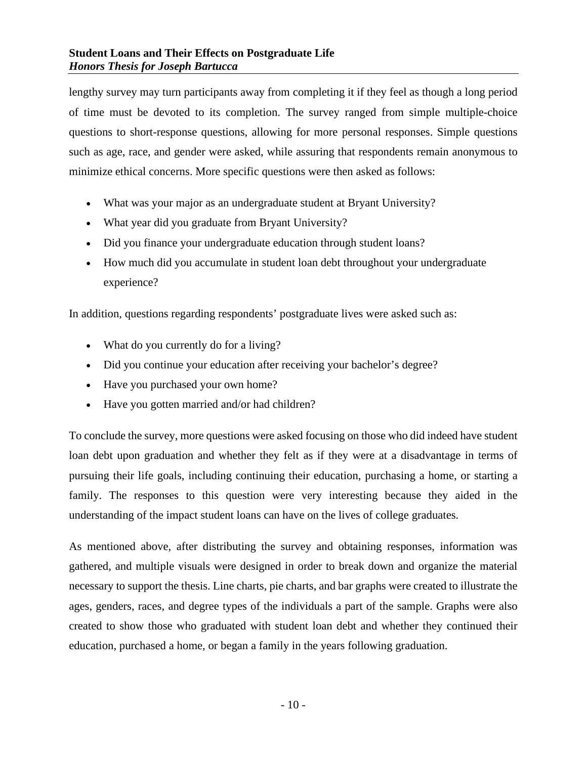lengthy survey may turn participants away from completing it if they feel as though a long period of time must be devoted to its completion. The survey ranged from simple multiple-choice questions to short-response questions, allowing for more personal responses. Simple questions such as age, race, and gender were asked, while assuring that respondents remain anonymous to minimize ethical concerns. More specific questions were then asked as follows:

- What was your major as an undergraduate student at Bryant University?
- What year did you graduate from Bryant University?
- Did you finance your undergraduate education through student loans?
- How much did you accumulate in student loan debt throughout your undergraduate experience?

In addition, questions regarding respondents' postgraduate lives were asked such as:

- What do you currently do for a living?
- Did you continue your education after receiving your bachelor's degree?
- Have you purchased your own home?
- Have you gotten married and/or had children?

To conclude the survey, more questions were asked focusing on those who did indeed have student loan debt upon graduation and whether they felt as if they were at a disadvantage in terms of pursuing their life goals, including continuing their education, purchasing a home, or starting a family. The responses to this question were very interesting because they aided in the understanding of the impact student loans can have on the lives of college graduates.

As mentioned above, after distributing the survey and obtaining responses, information was gathered, and multiple visuals were designed in order to break down and organize the material necessary to support the thesis. Line charts, pie charts, and bar graphs were created to illustrate the ages, genders, races, and degree types of the individuals a part of the sample. Graphs were also created to show those who graduated with student loan debt and whether they continued their education, purchased a home, or began a family in the years following graduation.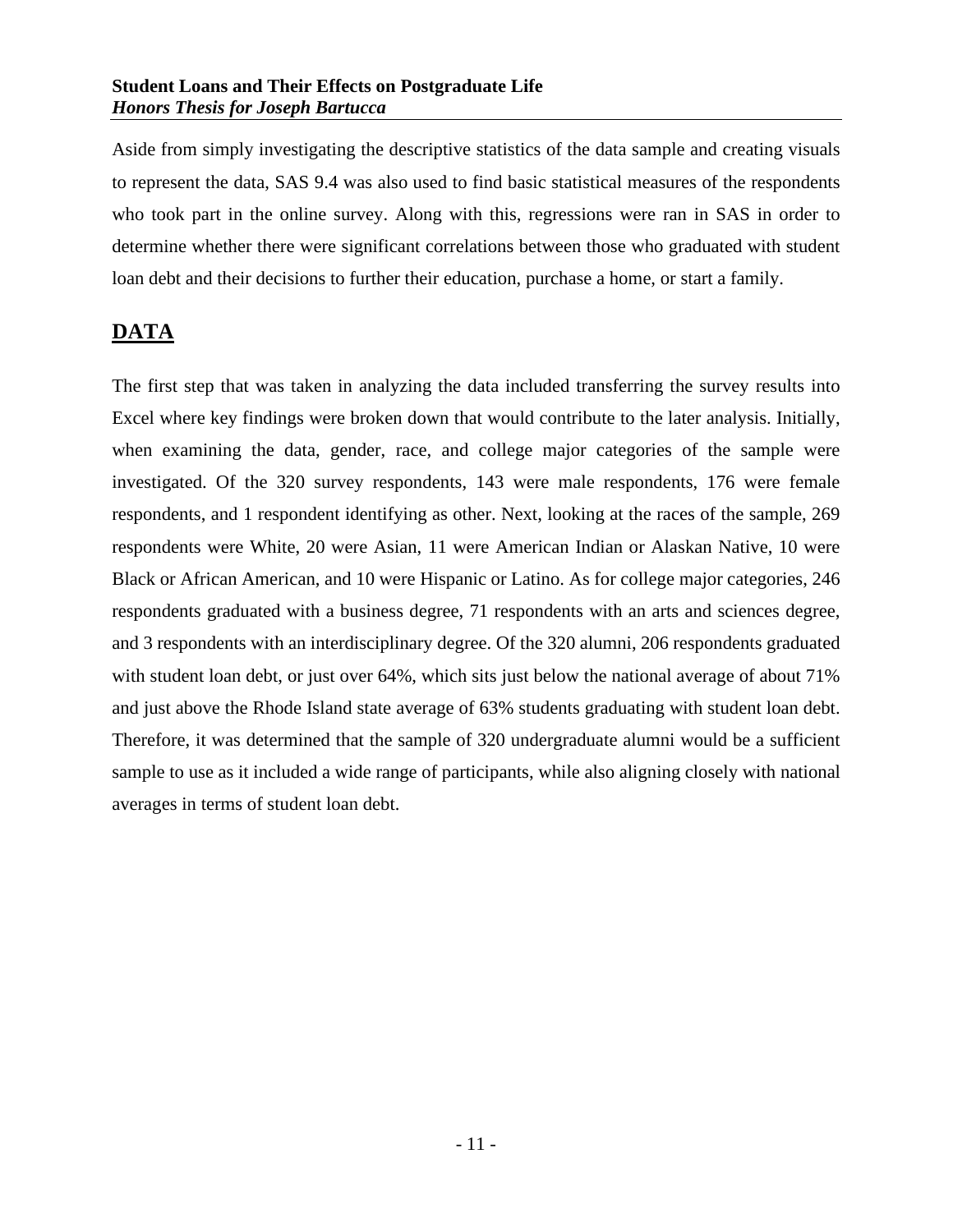Aside from simply investigating the descriptive statistics of the data sample and creating visuals to represent the data, SAS 9.4 was also used to find basic statistical measures of the respondents who took part in the online survey. Along with this, regressions were ran in SAS in order to determine whether there were significant correlations between those who graduated with student loan debt and their decisions to further their education, purchase a home, or start a family.

## DATA

The first step that was taken in analyzing the data included transferring the survey results into Excel where key findings were broken down that would contribute to the later analysis. Initially, when examining the data, gender, race, and college major categories of the sample were investigated. Of the 320 survey respondents, 143 were male respondents, 176 were female respondents, and 1 respondent identifying as other. Next, looking at the races of the sample, 269 respondents were White, 20 were Asian, 11 were American Indian or Alaskan Native, 10 were Black or African American, and 10 were Hispanic or Latino. As for college major categories, 246 respondents graduated with a business degree, 71 respondents with an arts and sciences degree, and 3 respondents with an interdisciplinary degree. Of the 320 alumni, 206 respondents graduated with student loan debt, or just over 64%, which sits just below the national average of about 71% and just above the Rhode Island state average of 63% students graduating with student loan debt. Therefore, it was determined that the sample of 320 undergraduate alumni would be a sufficient sample to use as it included a wide range of participants, while also aligning closely with national averages in terms of student loan debt.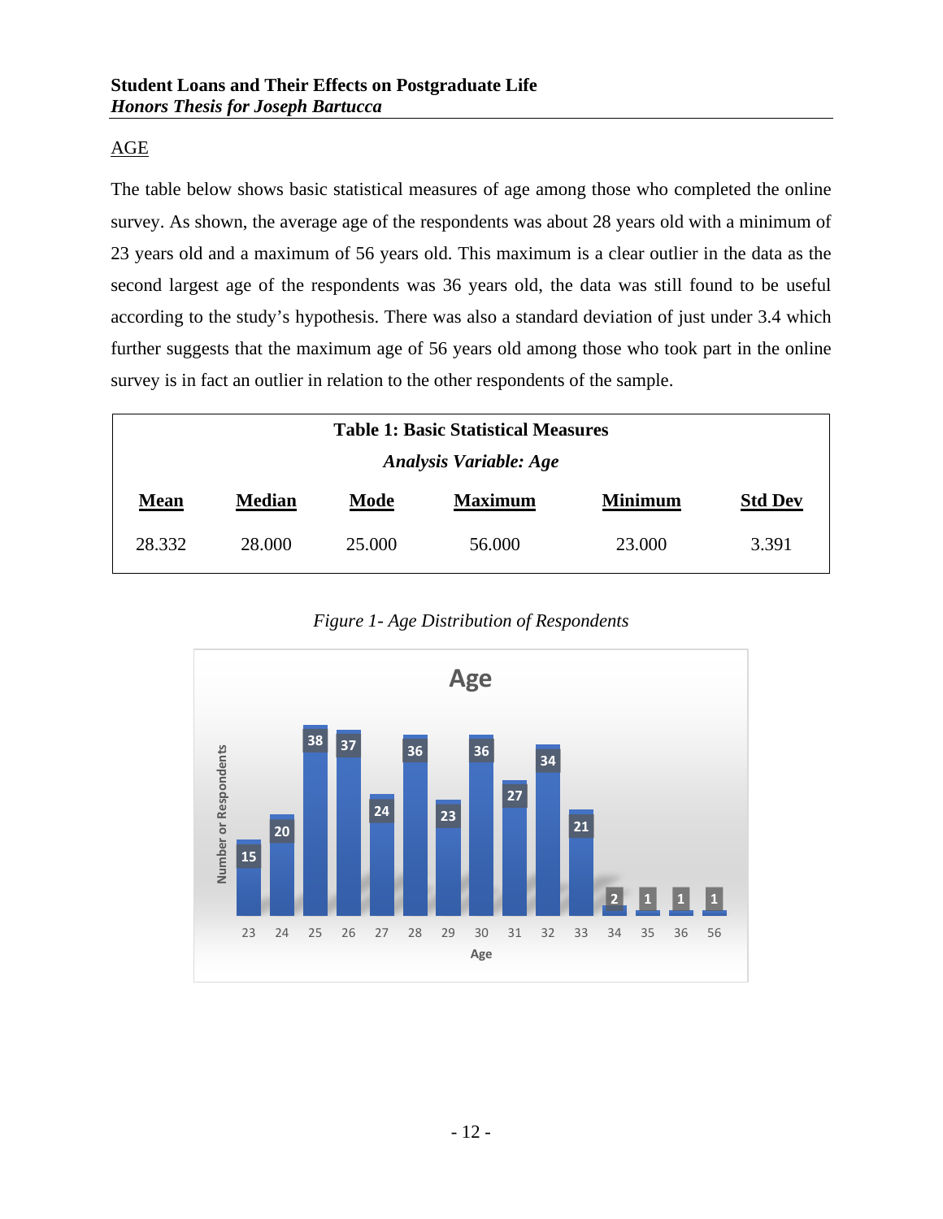## AGE

The table below shows basic statistical measures of age among those who completed the online survey. As shown, the average age of the respondents was about 28 years old with a minimum of 23 years old and a maximum of 56 years old. This maximum is a clear outlier in the data as the second largest age of the respondents was 36 years old, the data was still found to be useful according to the study's hypothesis. There was also a standard deviation of just under 3.4 which further suggests that the maximum age of 56 years old among those who took part in the online survey is in fact an outlier in relation to the other respondents of the sample.

**Table 1: Basic Statistical Measures**

***Analysis Variable: Age***

| Mean | Median | Mode | Maximum | Minimum | Std Dev |
|---|---|---|---|---|---|
| 28.332 | 28.000 | 25.000 | 56.000 | 23.000 | 3.391 |

*Figure 1- Age Distribution of Respondents*

Age

| Age | 23 | 24 | 25 | 26 | 27 | 28 | 29 | 30 | 31 | 32 | 33 | 34 | 35 | 36 | 56 |
|---|---|---|---|---|---|---|---|---|---|---|---|---|---|---|---|
| Number or Respondents | 15 | 20 | 38 | 37 | 24 | 36 | 23 | 36 | 27 | 34 | 21 | 2 | 1 | 1 | 1 |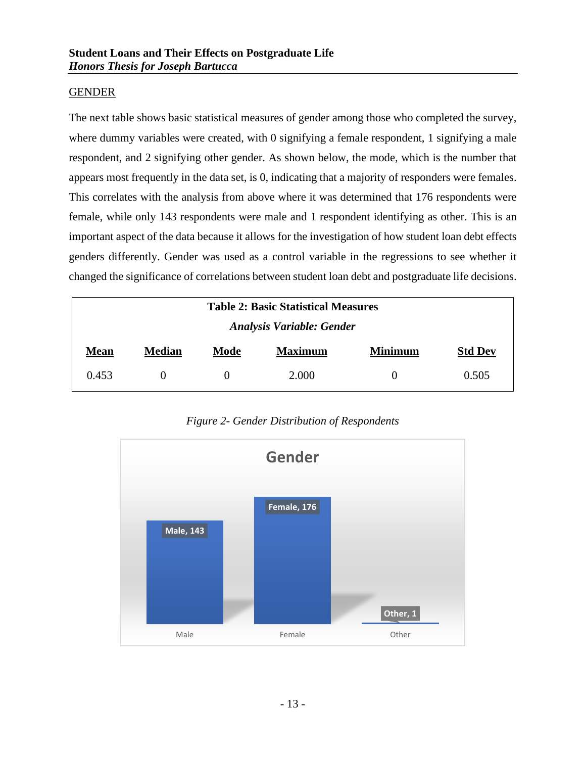## GENDER

The next table shows basic statistical measures of gender among those who completed the survey, where dummy variables were created, with 0 signifying a female respondent, 1 signifying a male respondent, and 2 signifying other gender. As shown below, the mode, which is the number that appears most frequently in the data set, is 0, indicating that a majority of responders were females. This correlates with the analysis from above where it was determined that 176 respondents were female, while only 143 respondents were male and 1 respondent identifying as other. This is an important aspect of the data because it allows for the investigation of how student loan debt effects genders differently. Gender was used as a control variable in the regressions to see whether it changed the significance of correlations between student loan debt and postgraduate life decisions.

**Table 2: Basic Statistical Measures**

*Analysis Variable: Gender*

| Mean | Median | Mode | Maximum | Minimum | Std Dev |
|---|---|---|---|---|---|
| 0.453 | 0 | 0 | 2.000 | 0 | 0.505 |

*Figure 2- Gender Distribution of Respondents*

**Gender**

| Male | Female | Other |
|---|---|---|
| 143 | 176 | 1 |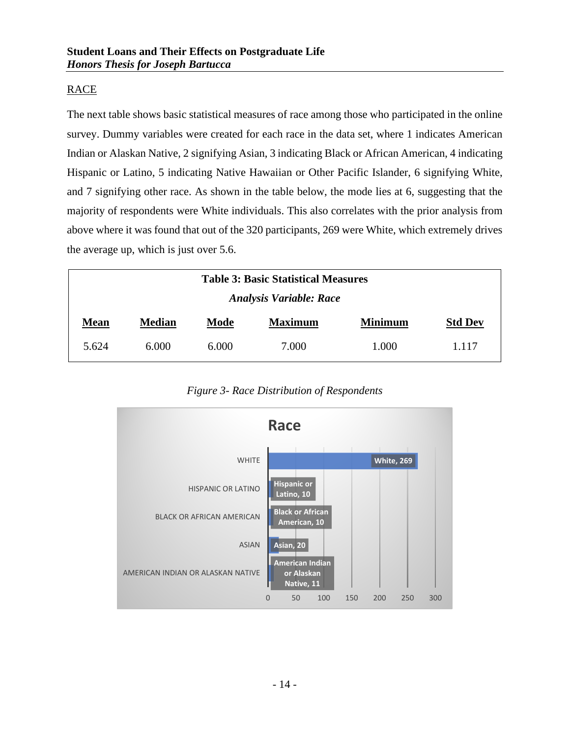## RACE

The next table shows basic statistical measures of race among those who participated in the online survey. Dummy variables were created for each race in the data set, where 1 indicates American Indian or Alaskan Native, 2 signifying Asian, 3 indicating Black or African American, 4 indicating Hispanic or Latino, 5 indicating Native Hawaiian or Other Pacific Islander, 6 signifying White, and 7 signifying other race. As shown in the table below, the mode lies at 6, suggesting that the majority of respondents were White individuals. This also correlates with the prior analysis from above where it was found that out of the 320 participants, 269 were White, which extremely drives the average up, which is just over 5.6.

**Table 3: Basic Statistical Measures**

***Analysis Variable: Race***

| Mean | Median | Mode | Maximum | Minimum | Std Dev |
|---|---|---|---|---|---|
| 5.624 | 6.000 | 6.000 | 7.000 | 1.000 | 1.117 |

*Figure 3- Race Distribution of Respondents*

**Race**

| Race | Count |
|---|---|
| White | 269 |
| Hispanic or Latino | 10 |
| Black or African American | 10 |
| Asian | 20 |
| American Indian or Alaskan Native | 11 |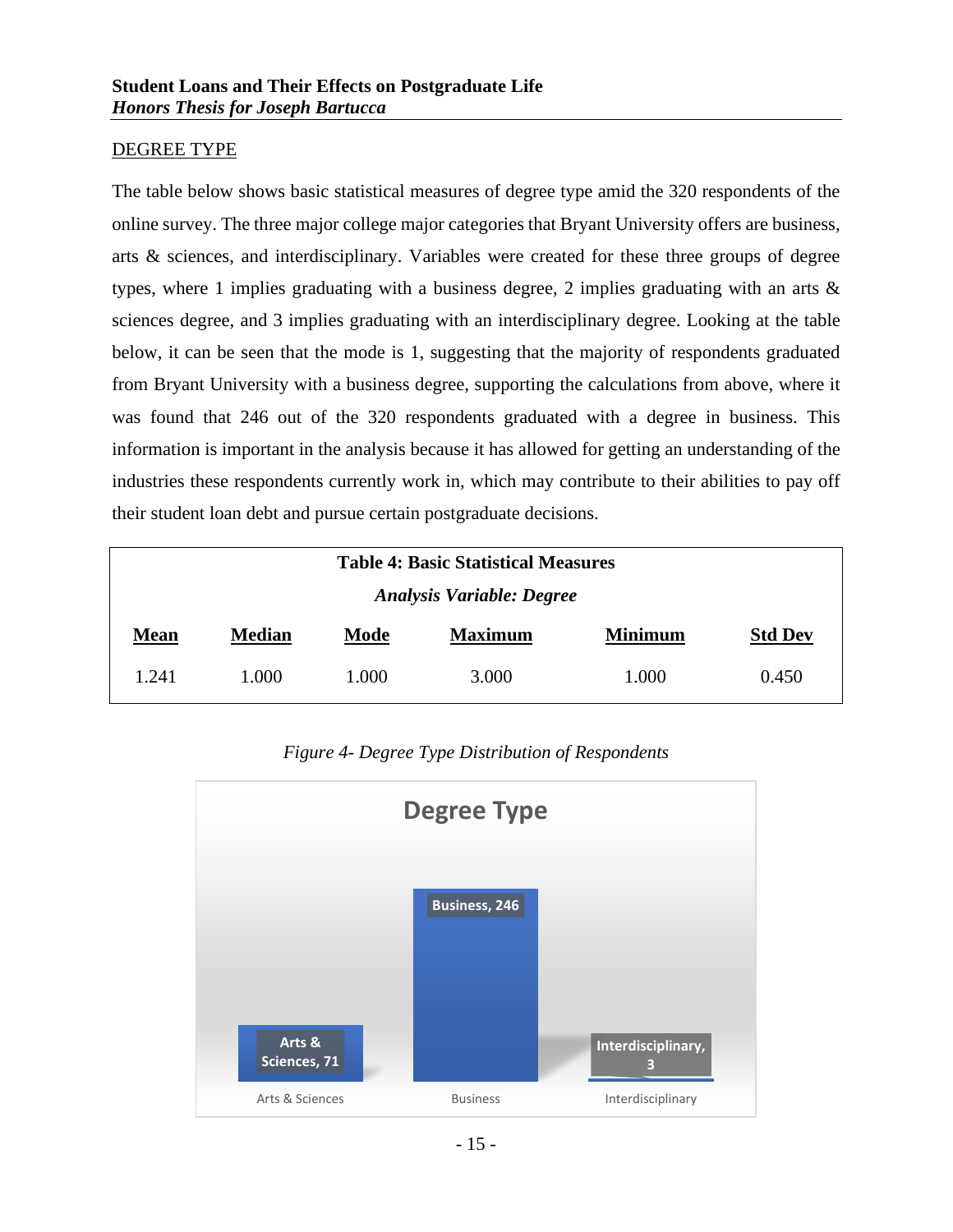DEGREE TYPE

The table below shows basic statistical measures of degree type amid the 320 respondents of the online survey. The three major college major categories that Bryant University offers are business, arts & sciences, and interdisciplinary. Variables were created for these three groups of degree types, where 1 implies graduating with a business degree, 2 implies graduating with an arts & sciences degree, and 3 implies graduating with an interdisciplinary degree. Looking at the table below, it can be seen that the mode is 1, suggesting that the majority of respondents graduated from Bryant University with a business degree, supporting the calculations from above, where it was found that 246 out of the 320 respondents graduated with a degree in business. This information is important in the analysis because it has allowed for getting an understanding of the industries these respondents currently work in, which may contribute to their abilities to pay off their student loan debt and pursue certain postgraduate decisions.

**Table 4: Basic Statistical Measures**

***Analysis Variable: Degree***

| Mean | Median | Mode | Maximum | Minimum | Std Dev |
|---|---|---|---|---|---|
| 1.241 | 1.000 | 1.000 | 3.000 | 1.000 | 0.450 |

*Figure 4- Degree Type Distribution of Respondents*

Degree Type

| Arts & Sciences | Business | Interdisciplinary |
|---|---|---|
| 71 | 246 | 3 |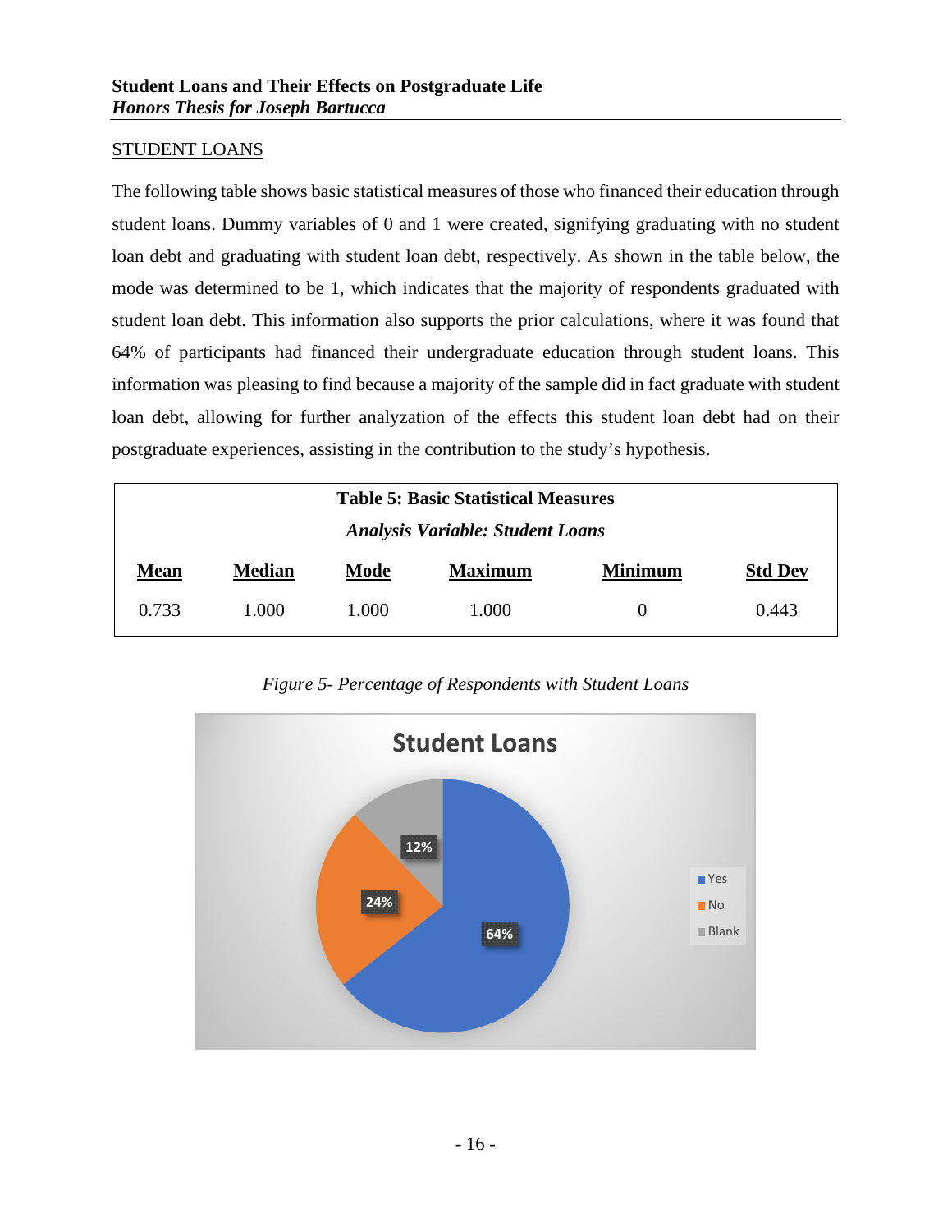STUDENT LOANS

The following table shows basic statistical measures of those who financed their education through student loans. Dummy variables of 0 and 1 were created, signifying graduating with no student loan debt and graduating with student loan debt, respectively. As shown in the table below, the mode was determined to be 1, which indicates that the majority of respondents graduated with student loan debt. This information also supports the prior calculations, where it was found that 64% of participants had financed their undergraduate education through student loans. This information was pleasing to find because a majority of the sample did in fact graduate with student loan debt, allowing for further analyzation of the effects this student loan debt had on their postgraduate experiences, assisting in the contribution to the study's hypothesis.

**Table 5: Basic Statistical Measures**

***Analysis Variable: Student Loans***

| Mean | Median | Mode | Maximum | Minimum | Std Dev |
|---|---|---|---|---|---|
| 0.733 | 1.000 | 1.000 | 1.000 | 0 | 0.443 |

*Figure 5- Percentage of Respondents with Student Loans*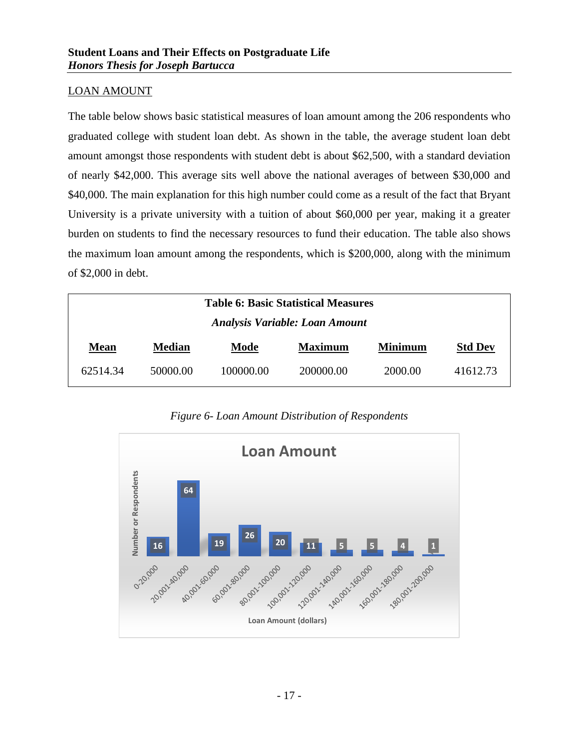LOAN AMOUNT

The table below shows basic statistical measures of loan amount among the 206 respondents who graduated college with student loan debt. As shown in the table, the average student loan debt amount amongst those respondents with student debt is about $62,500, with a standard deviation of nearly $42,000. This average sits well above the national averages of between $30,000 and $40,000. The main explanation for this high number could come as a result of the fact that Bryant University is a private university with a tuition of about $60,000 per year, making it a greater burden on students to find the necessary resources to fund their education. The table also shows the maximum loan amount among the respondents, which is $200,000, along with the minimum of $2,000 in debt.

**Table 6: Basic Statistical Measures**

***Analysis Variable: Loan Amount***

| Mean | Median | Mode | Maximum | Minimum | Std Dev |
|---|---|---|---|---|---|
| 62514.34 | 50000.00 | 100000.00 | 200000.00 | 2000.00 | 41612.73 |

*Figure 6- Loan Amount Distribution of Respondents*

**Loan Amount**

| Loan Amount (dollars) | Number or Respondents |
|---|---|
| 0-20,000 | 16 |
| 20,001-40,000 | 64 |
| 40,001-60,000 | 19 |
| 60,001-80,000 | 26 |
| 80,001-100,000 | 20 |
| 100,001-120,000 | 11 |
| 120,001-140,000 | 5 |
| 140,001-160,000 | 5 |
| 160,001-180,000 | 4 |
| 180,001-200,000 | 1 |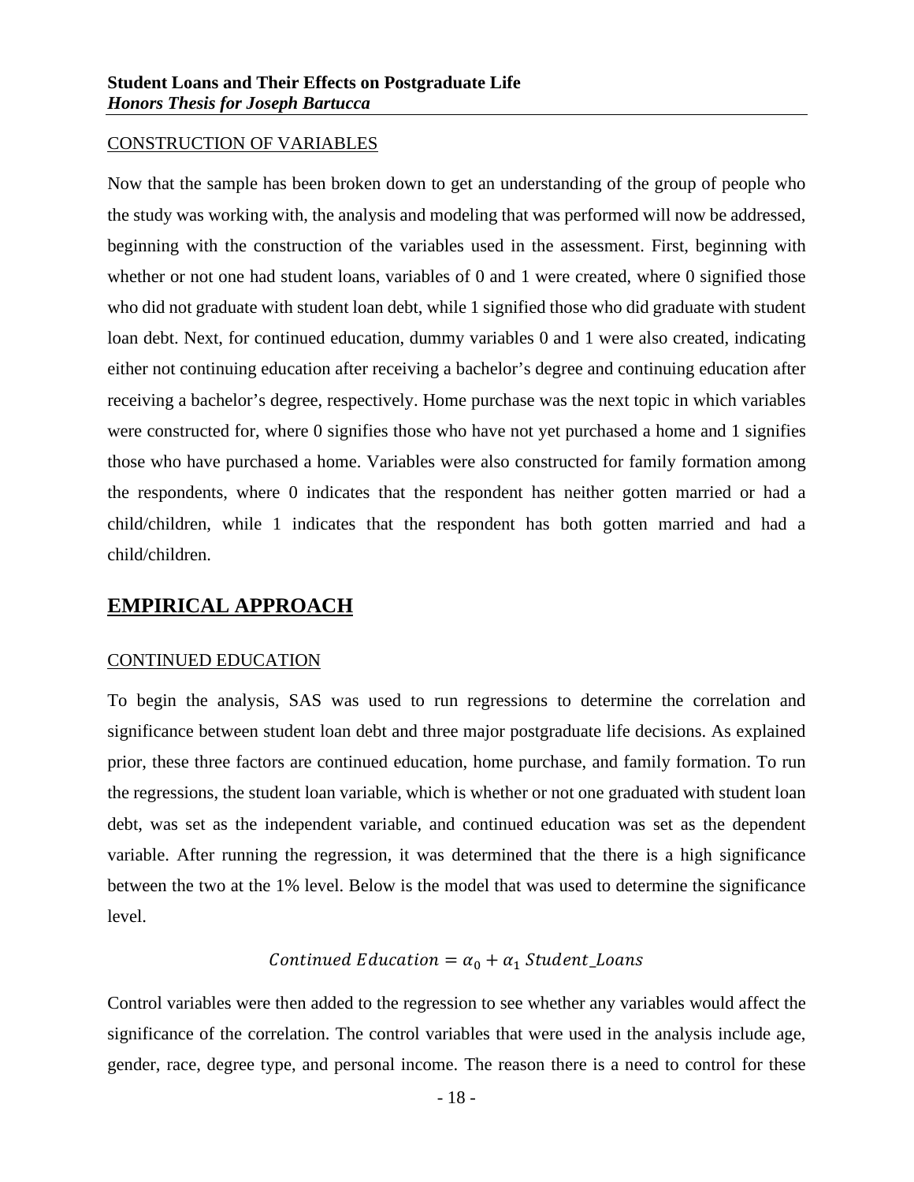CONSTRUCTION OF VARIABLES

Now that the sample has been broken down to get an understanding of the group of people who the study was working with, the analysis and modeling that was performed will now be addressed, beginning with the construction of the variables used in the assessment. First, beginning with whether or not one had student loans, variables of 0 and 1 were created, where 0 signified those who did not graduate with student loan debt, while 1 signified those who did graduate with student loan debt. Next, for continued education, dummy variables 0 and 1 were also created, indicating either not continuing education after receiving a bachelor's degree and continuing education after receiving a bachelor's degree, respectively. Home purchase was the next topic in which variables were constructed for, where 0 signifies those who have not yet purchased a home and 1 signifies those who have purchased a home. Variables were also constructed for family formation among the respondents, where 0 indicates that the respondent has neither gotten married or had a child/children, while 1 indicates that the respondent has both gotten married and had a child/children.

## EMPIRICAL APPROACH

CONTINUED EDUCATION

To begin the analysis, SAS was used to run regressions to determine the correlation and significance between student loan debt and three major postgraduate life decisions. As explained prior, these three factors are continued education, home purchase, and family formation. To run the regressions, the student loan variable, which is whether or not one graduated with student loan debt, was set as the independent variable, and continued education was set as the dependent variable. After running the regression, it was determined that the there is a high significance between the two at the 1% level. Below is the model that was used to determine the significance level.

$$Continued\ Education = \alpha_0 + \alpha_1\ Student\_Loans$$

Control variables were then added to the regression to see whether any variables would affect the significance of the correlation. The control variables that were used in the analysis include age, gender, race, degree type, and personal income. The reason there is a need to control for these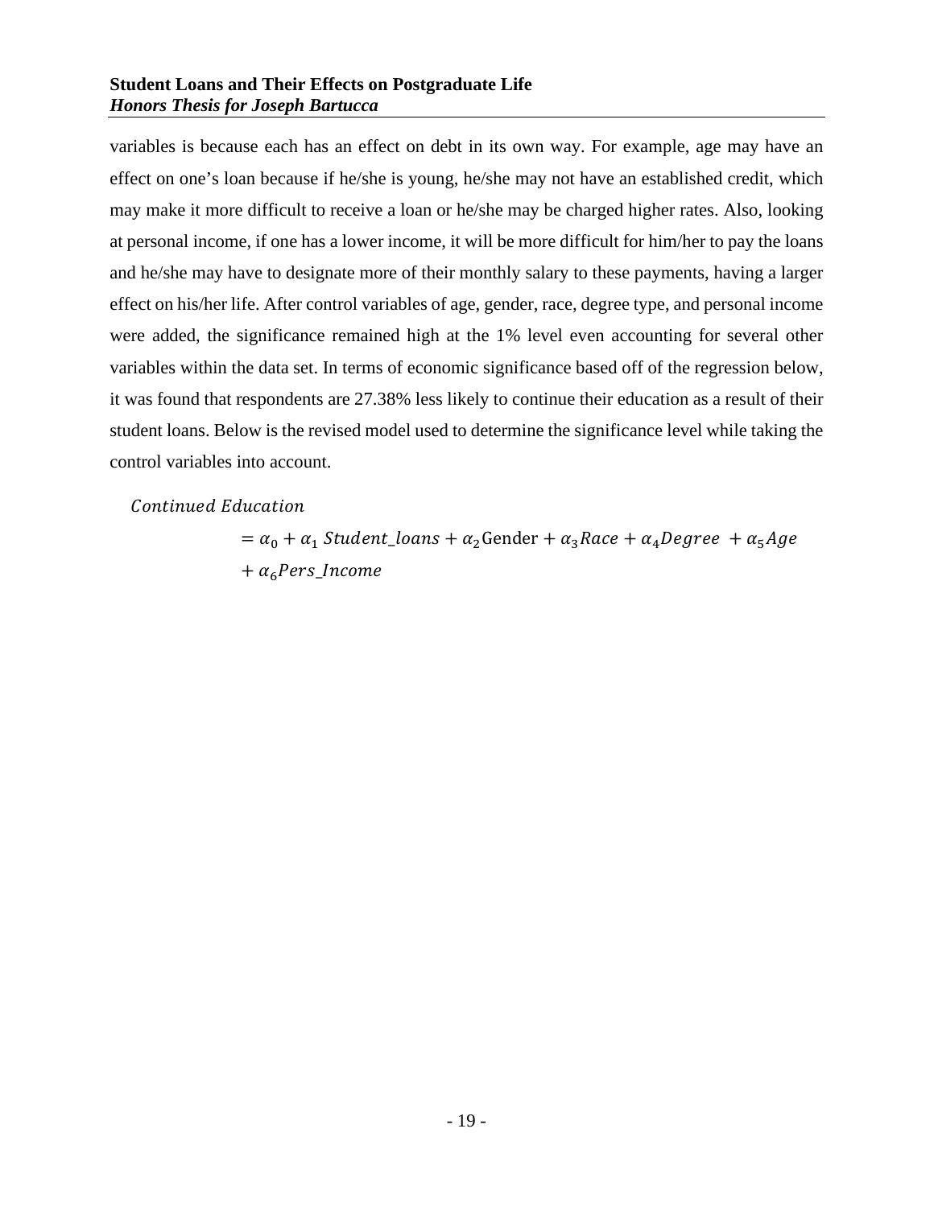variables is because each has an effect on debt in its own way. For example, age may have an effect on one's loan because if he/she is young, he/she may not have an established credit, which may make it more difficult to receive a loan or he/she may be charged higher rates. Also, looking at personal income, if one has a lower income, it will be more difficult for him/her to pay the loans and he/she may have to designate more of their monthly salary to these payments, having a larger effect on his/her life. After control variables of age, gender, race, degree type, and personal income were added, the significance remained high at the 1% level even accounting for several other variables within the data set. In terms of economic significance based off of the regression below, it was found that respondents are 27.38% less likely to continue their education as a result of their student loans. Below is the revised model used to determine the significance level while taking the control variables into account.

$$Continued\ Education = \alpha_0 + \alpha_1\ Student\_loans + \alpha_2 \text{Gender} + \alpha_3 Race + \alpha_4 Degree\ + \alpha_5 Age + \alpha_6 Pers\_Income$$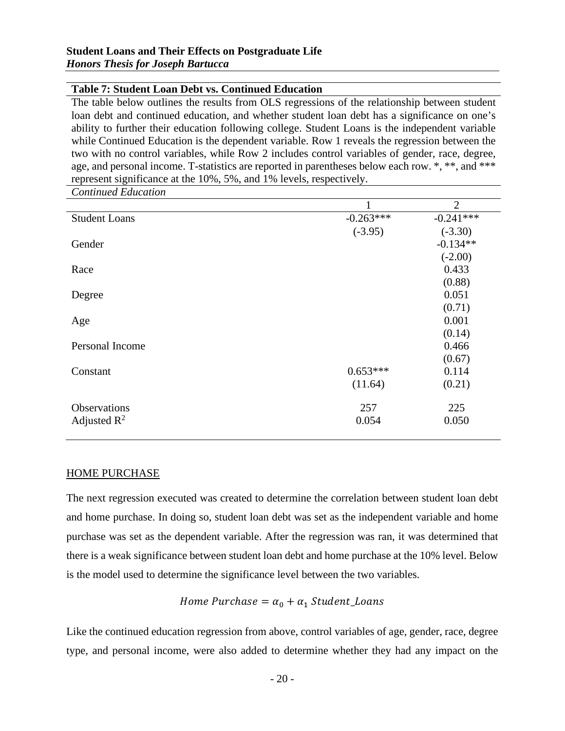**Table 7: Student Loan Debt vs. Continued Education**

The table below outlines the results from OLS regressions of the relationship between student loan debt and continued education, and whether student loan debt has a significance on one's ability to further their education following college. Student Loans is the independent variable while Continued Education is the dependent variable. Row 1 reveals the regression between the two with no control variables, while Row 2 includes control variables of gender, race, degree, age, and personal income. T-statistics are reported in parentheses below each row. *, **, and *** represent significance at the 10%, 5%, and 1% levels, respectively.

*Continued Education*

| | 1 | 2 |
|---|---|---|
| Student Loans | -0.263*** | -0.241*** |
| | (-3.95) | (-3.30) |
| Gender | | -0.134** |
| | | (-2.00) |
| Race | | 0.433 |
| | | (0.88) |
| Degree | | 0.051 |
| | | (0.71) |
| Age | | 0.001 |
| | | (0.14) |
| Personal Income | | 0.466 |
| | | (0.67) |
| Constant | 0.653*** | 0.114 |
| | (11.64) | (0.21) |
| Observations | 257 | 225 |
| Adjusted $R^2$ | 0.054 | 0.050 |

HOME PURCHASE

The next regression executed was created to determine the correlation between student loan debt and home purchase. In doing so, student loan debt was set as the independent variable and home purchase was set as the dependent variable. After the regression was ran, it was determined that there is a weak significance between student loan debt and home purchase at the 10% level. Below is the model used to determine the significance level between the two variables.

$$Home\ Purchase = \alpha_0 + \alpha_1\ Student\_Loans$$

Like the continued education regression from above, control variables of age, gender, race, degree type, and personal income, were also added to determine whether they had any impact on the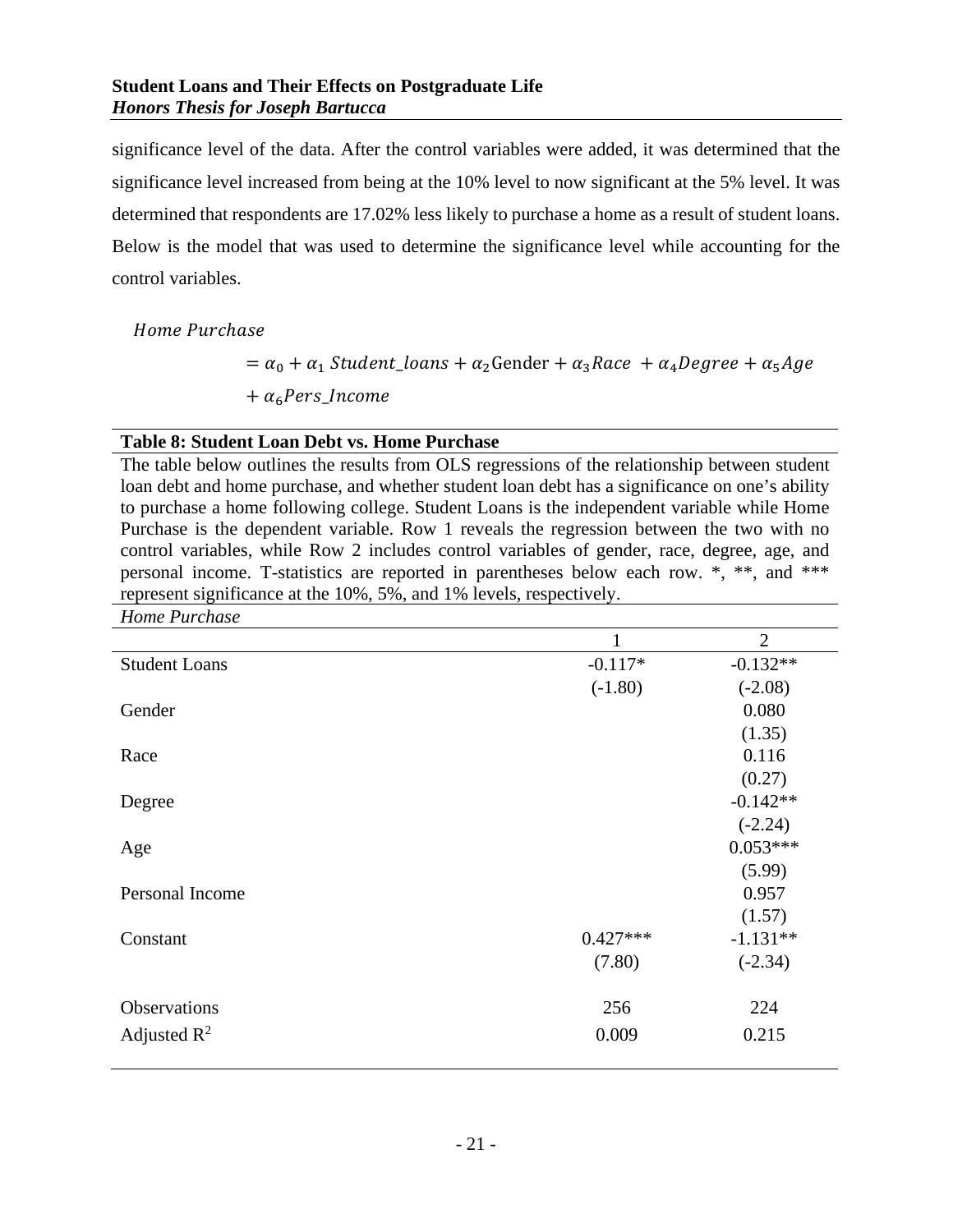significance level of the data. After the control variables were added, it was determined that the significance level increased from being at the 10% level to now significant at the 5% level. It was determined that respondents are 17.02% less likely to purchase a home as a result of student loans. Below is the model that was used to determine the significance level while accounting for the control variables.

$$Home\ Purchase = \alpha_0 + \alpha_1\ Student\_loans + \alpha_2 \text{Gender} + \alpha_3 Race\ + \alpha_4 Degree + \alpha_5 Age + \alpha_6 Pers\_Income$$

**Table 8: Student Loan Debt vs. Home Purchase**

The table below outlines the results from OLS regressions of the relationship between student loan debt and home purchase, and whether student loan debt has a significance on one's ability to purchase a home following college. Student Loans is the independent variable while Home Purchase is the dependent variable. Row 1 reveals the regression between the two with no control variables, while Row 2 includes control variables of gender, race, degree, age, and personal income. T-statistics are reported in parentheses below each row. *, **, and *** represent significance at the 10%, 5%, and 1% levels, respectively.

| *Home Purchase* | | |
|---|---|---|
| | 1 | 2 |
| Student Loans | -0.117* | -0.132** |
| | (-1.80) | (-2.08) |
| Gender | | 0.080 |
| | | (1.35) |
| Race | | 0.116 |
| | | (0.27) |
| Degree | | -0.142** |
| | | (-2.24) |
| Age | | 0.053*** |
| | | (5.99) |
| Personal Income | | 0.957 |
| | | (1.57) |
| Constant | 0.427*** | -1.131** |
| | (7.80) | (-2.34) |
| Observations | 256 | 224 |
| Adjusted $R^2$ | 0.009 | 0.215 |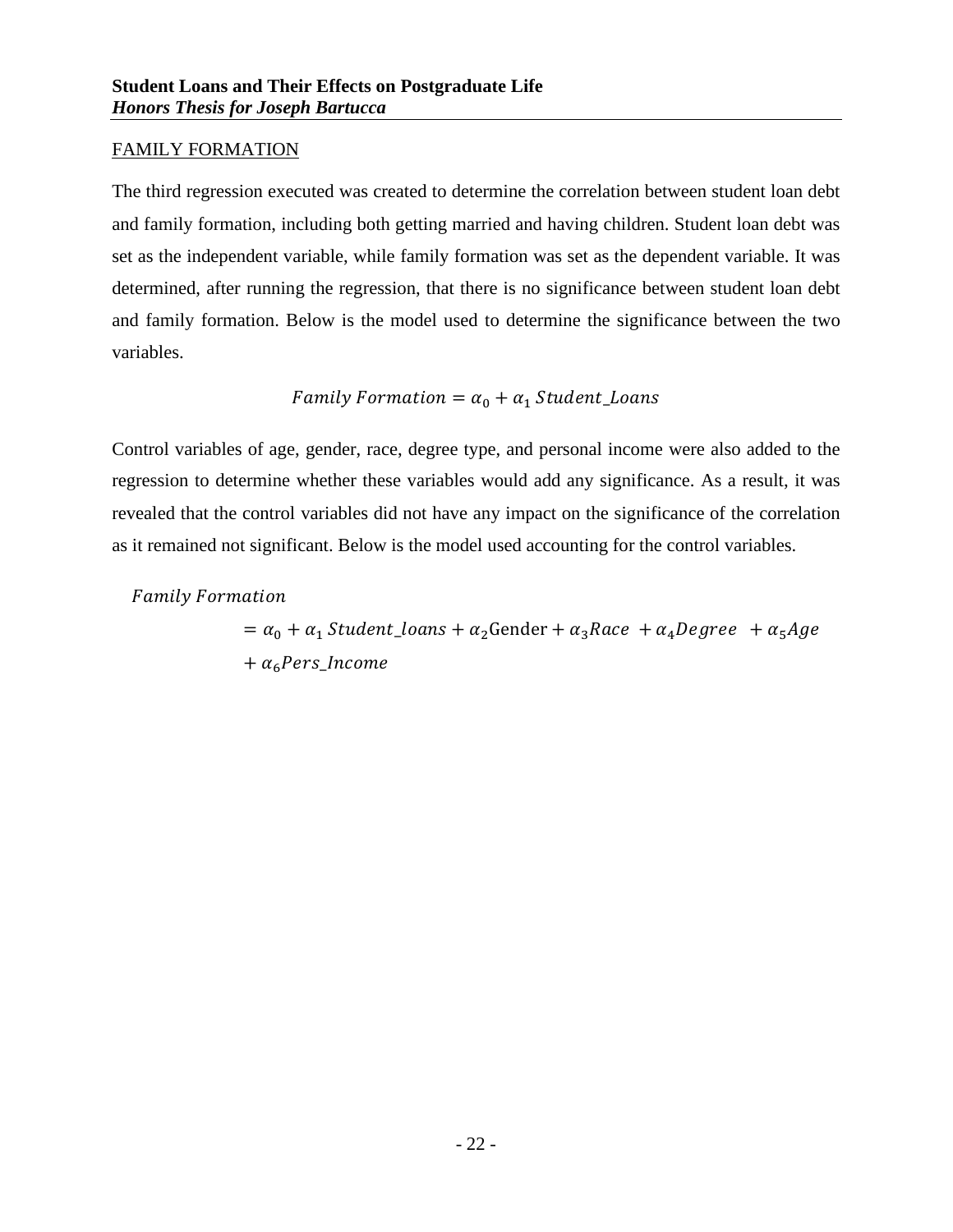## FAMILY FORMATION

The third regression executed was created to determine the correlation between student loan debt and family formation, including both getting married and having children. Student loan debt was set as the independent variable, while family formation was set as the dependent variable. It was determined, after running the regression, that there is no significance between student loan debt and family formation. Below is the model used to determine the significance between the two variables.

$$Family\ Formation = \alpha_0 + \alpha_1\ Student\_Loans$$

Control variables of age, gender, race, degree type, and personal income were also added to the regression to determine whether these variables would add any significance. As a result, it was revealed that the control variables did not have any impact on the significance of the correlation as it remained not significant. Below is the model used accounting for the control variables.

$$Family\ Formation = \alpha_0 + \alpha_1\ Student\_loans + \alpha_2 \text{Gender} + \alpha_3 Race + \alpha_4 Degree + \alpha_5 Age + \alpha_6 Pers\_Income$$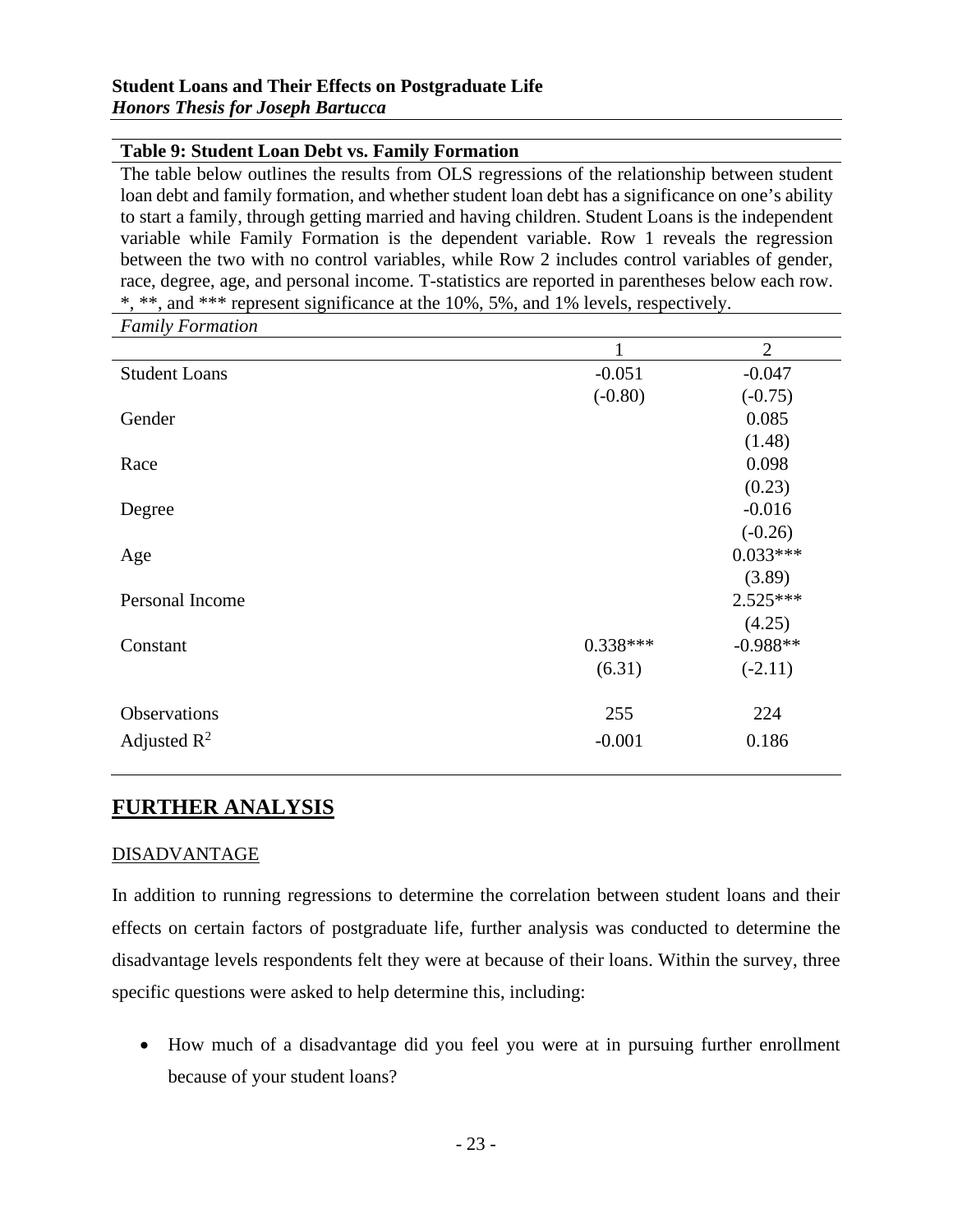**Table 9: Student Loan Debt vs. Family Formation**

The table below outlines the results from OLS regressions of the relationship between student loan debt and family formation, and whether student loan debt has a significance on one's ability to start a family, through getting married and having children. Student Loans is the independent variable while Family Formation is the dependent variable. Row 1 reveals the regression between the two with no control variables, while Row 2 includes control variables of gender, race, degree, age, and personal income. T-statistics are reported in parentheses below each row. *, **, and *** represent significance at the 10%, 5%, and 1% levels, respectively.

| *Family Formation* | 1 | 2 |
|---|---|---|
| Student Loans | -0.051 | -0.047 |
| | (-0.80) | (-0.75) |
| Gender | | 0.085 |
| | | (1.48) |
| Race | | 0.098 |
| | | (0.23) |
| Degree | | -0.016 |
| | | (-0.26) |
| Age | | 0.033*** |
| | | (3.89) |
| Personal Income | | 2.525*** |
| | | (4.25) |
| Constant | 0.338*** | -0.988** |
| | (6.31) | (-2.11) |
| Observations | 255 | 224 |
| Adjusted $R^2$ | -0.001 | 0.186 |

## FURTHER ANALYSIS

### DISADVANTAGE

In addition to running regressions to determine the correlation between student loans and their effects on certain factors of postgraduate life, further analysis was conducted to determine the disadvantage levels respondents felt they were at because of their loans. Within the survey, three specific questions were asked to help determine this, including:

- How much of a disadvantage did you feel you were at in pursuing further enrollment because of your student loans?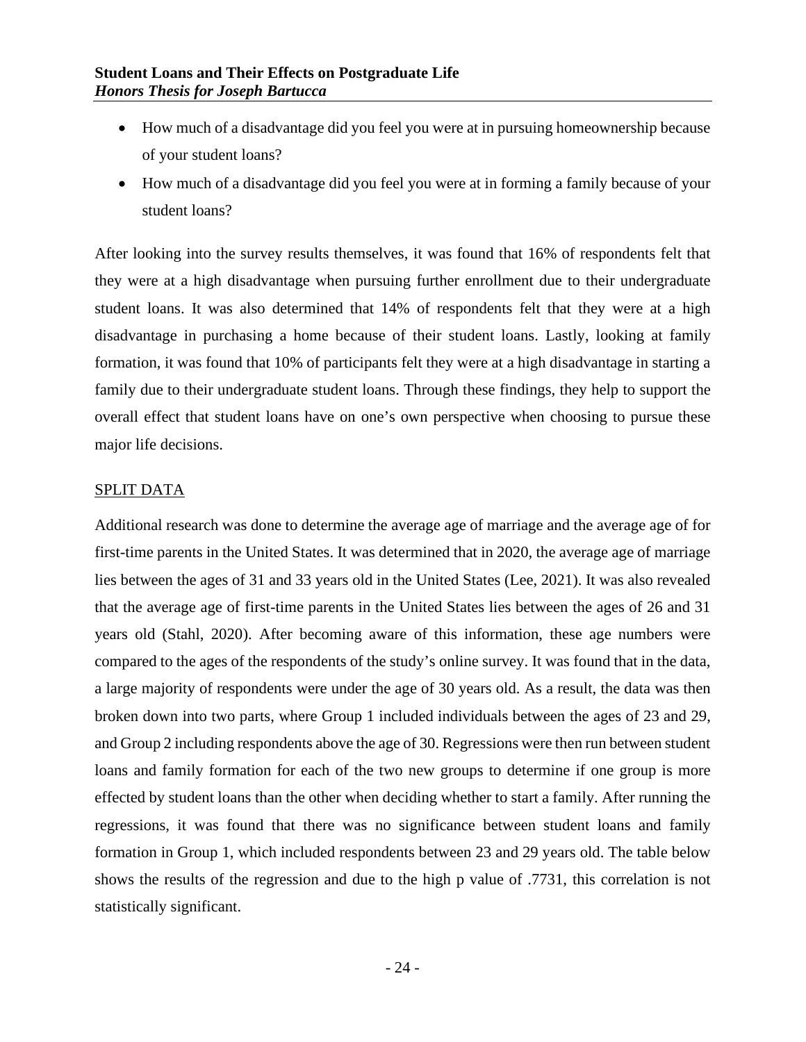- How much of a disadvantage did you feel you were at in pursuing homeownership because of your student loans?
- How much of a disadvantage did you feel you were at in forming a family because of your student loans?

After looking into the survey results themselves, it was found that 16% of respondents felt that they were at a high disadvantage when pursuing further enrollment due to their undergraduate student loans. It was also determined that 14% of respondents felt that they were at a high disadvantage in purchasing a home because of their student loans. Lastly, looking at family formation, it was found that 10% of participants felt they were at a high disadvantage in starting a family due to their undergraduate student loans. Through these findings, they help to support the overall effect that student loans have on one's own perspective when choosing to pursue these major life decisions.

## SPLIT DATA

Additional research was done to determine the average age of marriage and the average age of for first-time parents in the United States. It was determined that in 2020, the average age of marriage lies between the ages of 31 and 33 years old in the United States (Lee, 2021). It was also revealed that the average age of first-time parents in the United States lies between the ages of 26 and 31 years old (Stahl, 2020). After becoming aware of this information, these age numbers were compared to the ages of the respondents of the study's online survey. It was found that in the data, a large majority of respondents were under the age of 30 years old. As a result, the data was then broken down into two parts, where Group 1 included individuals between the ages of 23 and 29, and Group 2 including respondents above the age of 30. Regressions were then run between student loans and family formation for each of the two new groups to determine if one group is more effected by student loans than the other when deciding whether to start a family. After running the regressions, it was found that there was no significance between student loans and family formation in Group 1, which included respondents between 23 and 29 years old. The table below shows the results of the regression and due to the high p value of .7731, this correlation is not statistically significant.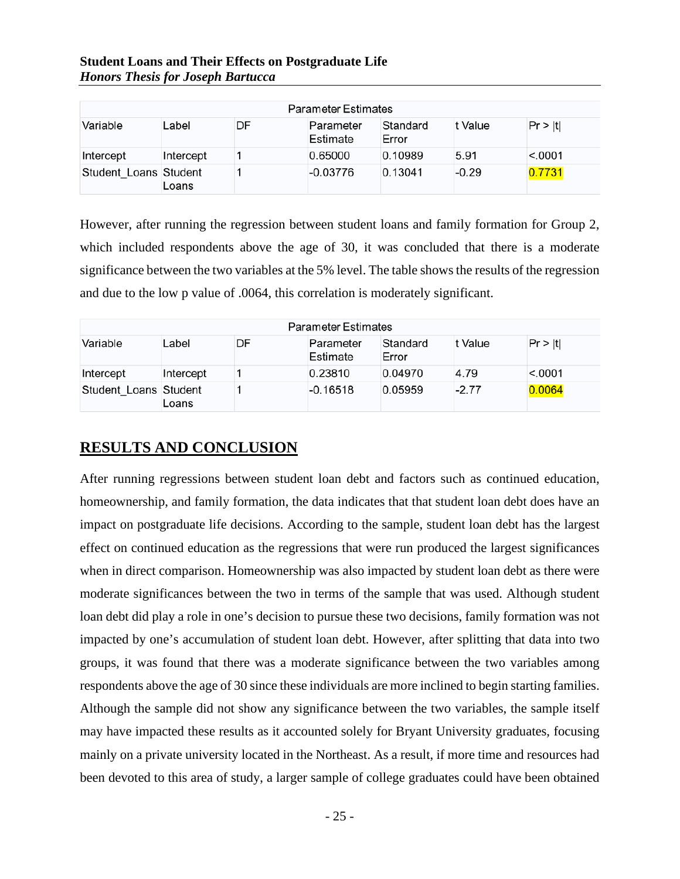| Parameter Estimates | | | | | | |
|---|---|---|---|---|---|---|
| Variable | Label | DF | Parameter Estimate | Standard Error | t Value | Pr > \|t\| |
| Intercept | Intercept | 1 | 0.65000 | 0.10989 | 5.91 | <.0001 |
| Student_Loans | Student Loans | 1 | -0.03776 | 0.13041 | -0.29 | 0.7731 |

However, after running the regression between student loans and family formation for Group 2, which included respondents above the age of 30, it was concluded that there is a moderate significance between the two variables at the 5% level. The table shows the results of the regression and due to the low p value of .0064, this correlation is moderately significant.

| Parameter Estimates | | | | | | |
|---|---|---|---|---|---|---|
| Variable | Label | DF | Parameter Estimate | Standard Error | t Value | Pr > \|t\| |
| Intercept | Intercept | 1 | 0.23810 | 0.04970 | 4.79 | <.0001 |
| Student_Loans | Student Loans | 1 | -0.16518 | 0.05959 | -2.77 | 0.0064 |

## RESULTS AND CONCLUSION

After running regressions between student loan debt and factors such as continued education, homeownership, and family formation, the data indicates that that student loan debt does have an impact on postgraduate life decisions. According to the sample, student loan debt has the largest effect on continued education as the regressions that were run produced the largest significances when in direct comparison. Homeownership was also impacted by student loan debt as there were moderate significances between the two in terms of the sample that was used. Although student loan debt did play a role in one's decision to pursue these two decisions, family formation was not impacted by one's accumulation of student loan debt. However, after splitting that data into two groups, it was found that there was a moderate significance between the two variables among respondents above the age of 30 since these individuals are more inclined to begin starting families. Although the sample did not show any significance between the two variables, the sample itself may have impacted these results as it accounted solely for Bryant University graduates, focusing mainly on a private university located in the Northeast. As a result, if more time and resources had been devoted to this area of study, a larger sample of college graduates could have been obtained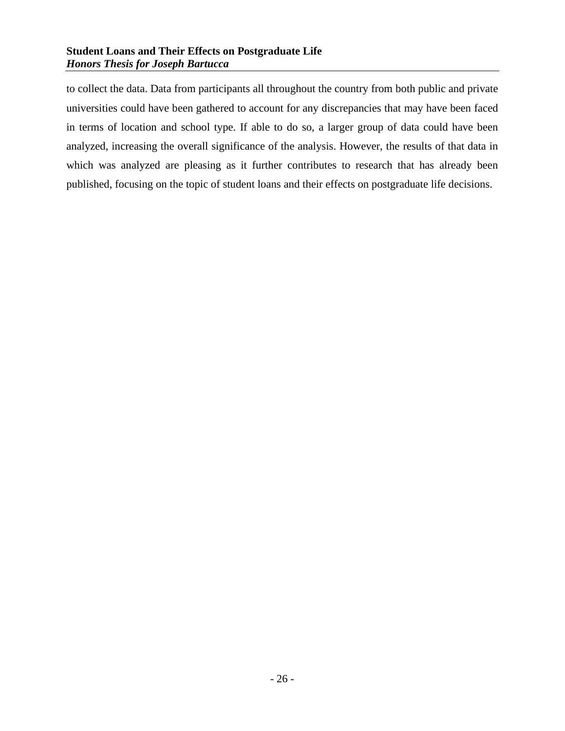to collect the data. Data from participants all throughout the country from both public and private universities could have been gathered to account for any discrepancies that may have been faced in terms of location and school type. If able to do so, a larger group of data could have been analyzed, increasing the overall significance of the analysis. However, the results of that data in which was analyzed are pleasing as it further contributes to research that has already been published, focusing on the topic of student loans and their effects on postgraduate life decisions.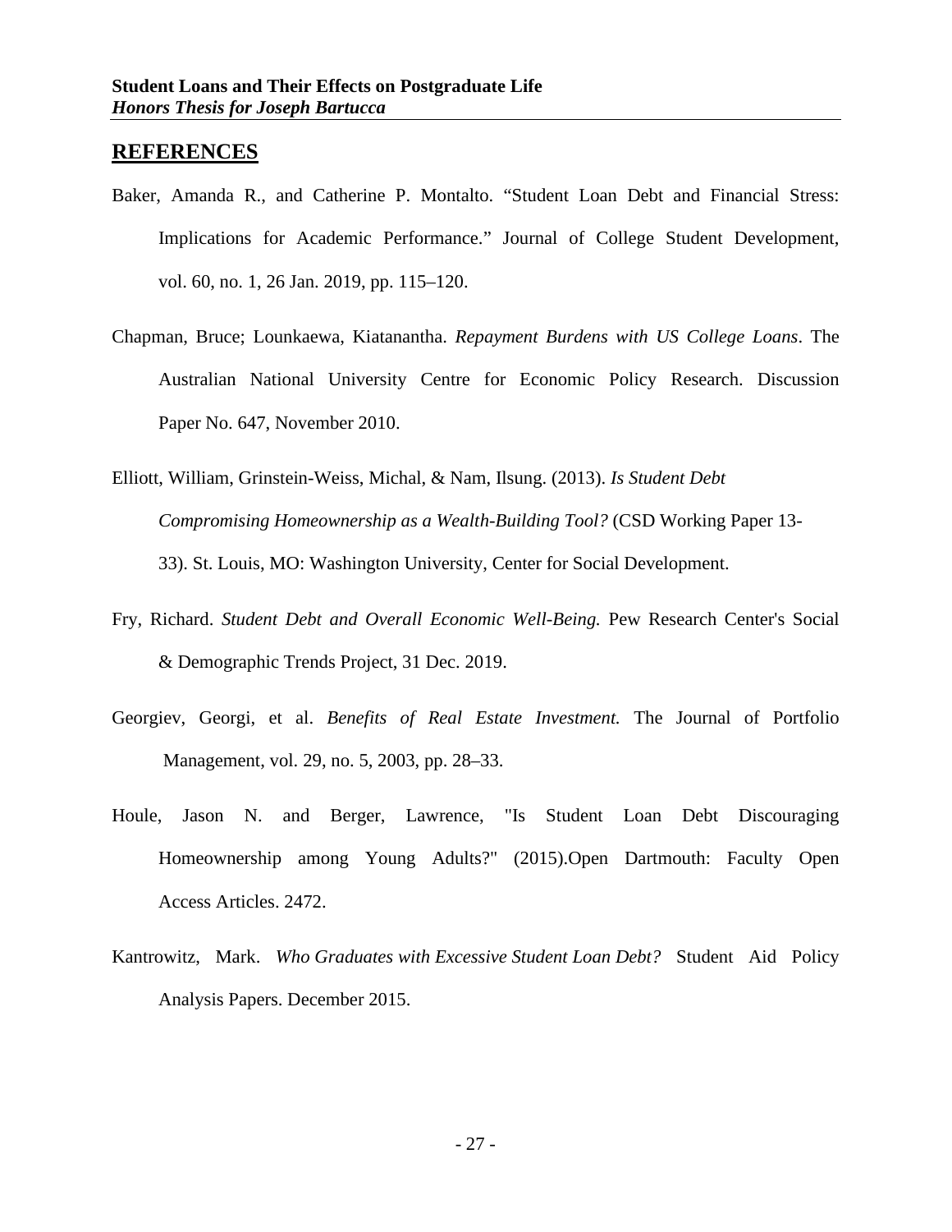## REFERENCES

Baker, Amanda R., and Catherine P. Montalto. “Student Loan Debt and Financial Stress: Implications for Academic Performance.” Journal of College Student Development, vol. 60, no. 1, 26 Jan. 2019, pp. 115–120.

Chapman, Bruce; Lounkaewa, Kiatanantha. *Repayment Burdens with US College Loans*. The Australian National University Centre for Economic Policy Research. Discussion Paper No. 647, November 2010.

Elliott, William, Grinstein-Weiss, Michal, & Nam, Ilsung. (2013). *Is Student Debt Compromising Homeownership as a Wealth-Building Tool?* (CSD Working Paper 13-33). St. Louis, MO: Washington University, Center for Social Development.

Fry, Richard. *Student Debt and Overall Economic Well-Being.* Pew Research Center's Social & Demographic Trends Project, 31 Dec. 2019.

Georgiev, Georgi, et al. *Benefits of Real Estate Investment.* The Journal of Portfolio Management, vol. 29, no. 5, 2003, pp. 28–33.

Houle, Jason N. and Berger, Lawrence, "Is Student Loan Debt Discouraging Homeownership among Young Adults?" (2015).Open Dartmouth: Faculty Open Access Articles. 2472.

Kantrowitz, Mark. *Who Graduates with Excessive Student Loan Debt?* Student Aid Policy Analysis Papers. December 2015.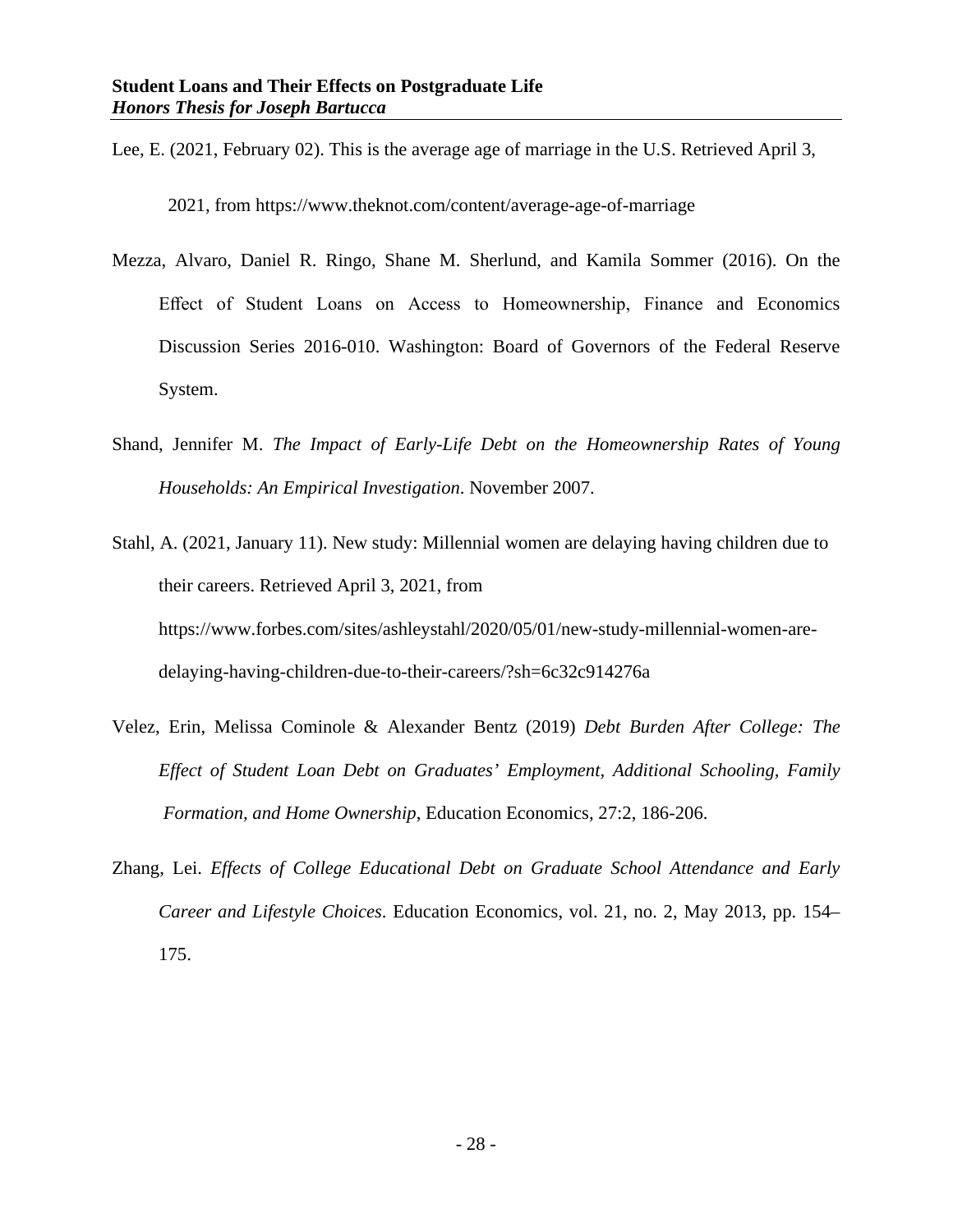Lee, E. (2021, February 02). This is the average age of marriage in the U.S. Retrieved April 3, 2021, from https://www.theknot.com/content/average-age-of-marriage

Mezza, Alvaro, Daniel R. Ringo, Shane M. Sherlund, and Kamila Sommer (2016). On the Effect of Student Loans on Access to Homeownership, Finance and Economics Discussion Series 2016-010. Washington: Board of Governors of the Federal Reserve System.

Shand, Jennifer M. *The Impact of Early-Life Debt on the Homeownership Rates of Young Households: An Empirical Investigation*. November 2007.

Stahl, A. (2021, January 11). New study: Millennial women are delaying having children due to their careers. Retrieved April 3, 2021, from https://www.forbes.com/sites/ashleystahl/2020/05/01/new-study-millennial-women-are-delaying-having-children-due-to-their-careers/?sh=6c32c914276a

Velez, Erin, Melissa Cominole & Alexander Bentz (2019) *Debt Burden After College: The Effect of Student Loan Debt on Graduates' Employment, Additional Schooling, Family Formation, and Home Ownership*, Education Economics, 27:2, 186-206.

Zhang, Lei. *Effects of College Educational Debt on Graduate School Attendance and Early Career and Lifestyle Choices*. Education Economics, vol. 21, no. 2, May 2013, pp. 154–175.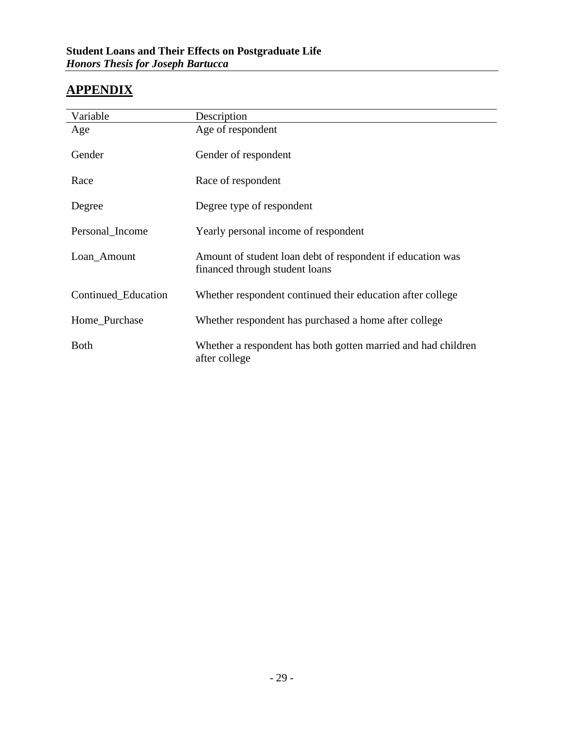## APPENDIX

| Variable | Description |
|---|---|
| Age | Age of respondent |
| Gender | Gender of respondent |
| Race | Race of respondent |
| Degree | Degree type of respondent |
| Personal_Income | Yearly personal income of respondent |
| Loan_Amount | Amount of student loan debt of respondent if education was financed through student loans |
| Continued_Education | Whether respondent continued their education after college |
| Home_Purchase | Whether respondent has purchased a home after college |
| Both | Whether a respondent has both gotten married and had children after college |